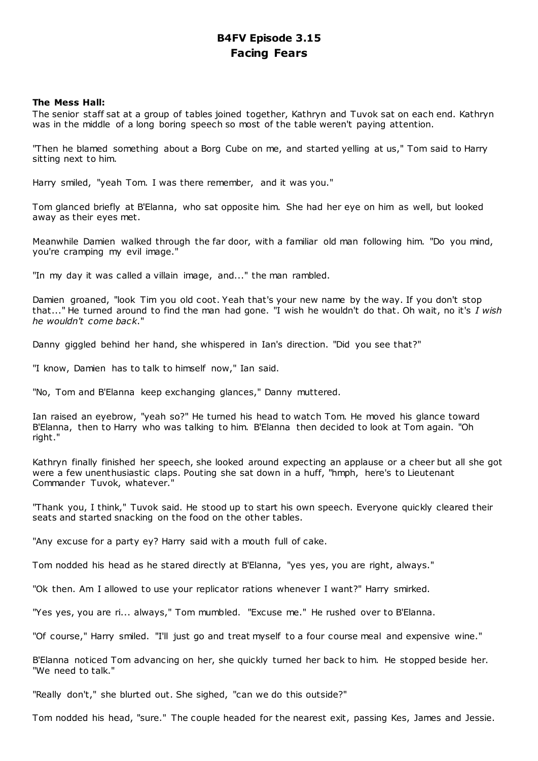# B4FV Episode 3.15
# Facing Fears

**The Mess Hall:**
The senior staff sat at a group of tables joined together, Kathryn and Tuvok sat on each end. Kathryn was in the middle of a long boring speech so most of the table weren't paying attention.

"Then he blamed something about a Borg Cube on me, and started yelling at us," Tom said to Harry sitting next to him.

Harry smiled, "yeah Tom. I was there remember, and it was you."

Tom glanced briefly at B'Elanna, who sat opposite him. She had her eye on him as well, but looked away as their eyes met.

Meanwhile Damien walked through the far door, with a familiar old man following him. "Do you mind, you're cramping my evil image."

"In my day it was called a villain image, and..." the man rambled.

Damien groaned, "look Tim you old coot. Yeah that's your new name by the way. If you don't stop that..." He turned around to find the man had gone. "I wish he wouldn't do that. Oh wait, no it's *I wish he wouldn't come back*."

Danny giggled behind her hand, she whispered in Ian's direction. "Did you see that?"

"I know, Damien has to talk to himself now," Ian said.

"No, Tom and B'Elanna keep exchanging glances," Danny muttered.

Ian raised an eyebrow, "yeah so?" He turned his head to watch Tom. He moved his glance toward B'Elanna, then to Harry who was talking to him. B'Elanna then decided to look at Tom again. "Oh right."

Kathryn finally finished her speech, she looked around expecting an applause or a cheer but all she got were a few unenthusiastic claps. Pouting she sat down in a huff, "hmph, here's to Lieutenant Commander Tuvok, whatever."

"Thank you, I think," Tuvok said. He stood up to start his own speech. Everyone quickly cleared their seats and started snacking on the food on the other tables.

"Any excuse for a party ey? Harry said with a mouth full of cake.

Tom nodded his head as he stared directly at B'Elanna, "yes yes, you are right, always."

"Ok then. Am I allowed to use your replicator rations whenever I want?" Harry smirked.

"Yes yes, you are ri... always," Tom mumbled. "Excuse me." He rushed over to B'Elanna.

"Of course," Harry smiled. "I'll just go and treat myself to a four course meal and expensive wine."

B'Elanna noticed Tom advancing on her, she quickly turned her back to him. He stopped beside her. "We need to talk."

"Really don't," she blurted out. She sighed, "can we do this outside?"

Tom nodded his head, "sure." The couple headed for the nearest exit, passing Kes, James and Jessie.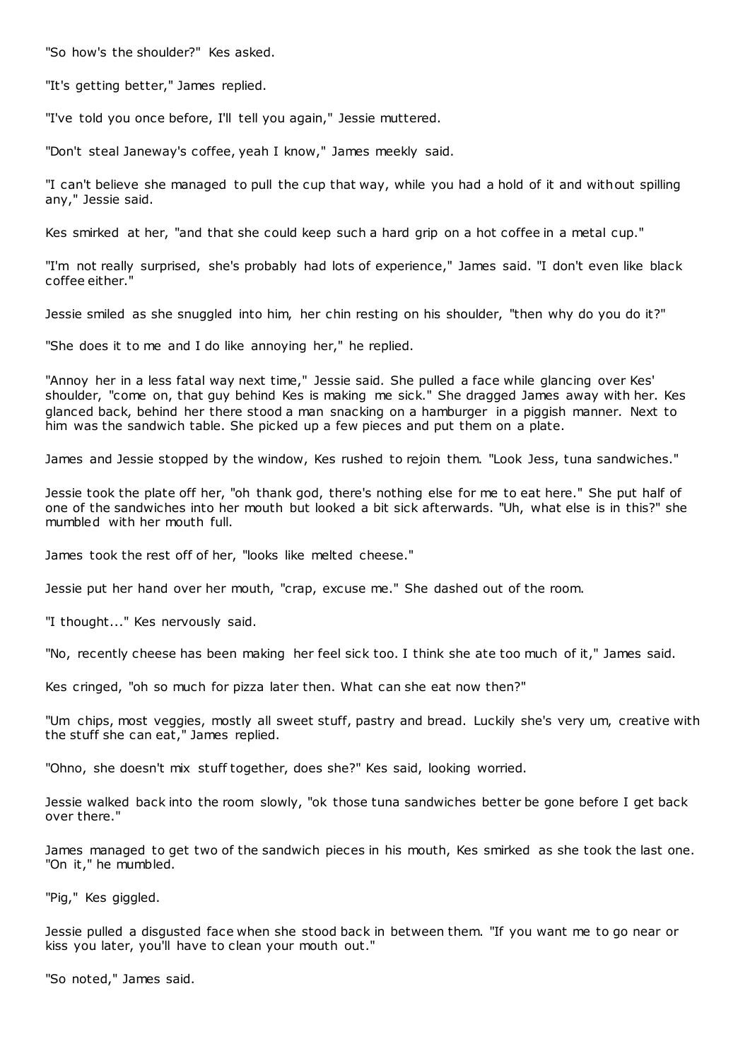"So how's the shoulder?" Kes asked.

"It's getting better," James replied.

"I've told you once before, I'll tell you again," Jessie muttered.

"Don't steal Janeway's coffee, yeah I know," James meekly said.

"I can't believe she managed to pull the cup that way, while you had a hold of it and without spilling any," Jessie said.

Kes smirked at her, "and that she could keep such a hard grip on a hot coffee in a metal cup."

"I'm not really surprised, she's probably had lots of experience," James said. "I don't even like black coffee either."

Jessie smiled as she snuggled into him, her chin resting on his shoulder, "then why do you do it?"

"She does it to me and I do like annoying her," he replied.

"Annoy her in a less fatal way next time," Jessie said. She pulled a face while glancing over Kes' shoulder, "come on, that guy behind Kes is making me sick." She dragged James away with her. Kes glanced back, behind her there stood a man snacking on a hamburger in a piggish manner. Next to him was the sandwich table. She picked up a few pieces and put them on a plate.

James and Jessie stopped by the window, Kes rushed to rejoin them. "Look Jess, tuna sandwiches."

Jessie took the plate off her, "oh thank god, there's nothing else for me to eat here." She put half of one of the sandwiches into her mouth but looked a bit sick afterwards. "Uh, what else is in this?" she mumbled with her mouth full.

James took the rest off of her, "looks like melted cheese."

Jessie put her hand over her mouth, "crap, excuse me." She dashed out of the room.

"I thought..." Kes nervously said.

"No, recently cheese has been making her feel sick too. I think she ate too much of it," James said.

Kes cringed, "oh so much for pizza later then. What can she eat now then?"

"Um chips, most veggies, mostly all sweet stuff, pastry and bread. Luckily she's very um, creative with the stuff she can eat," James replied.

"Ohno, she doesn't mix stuff together, does she?" Kes said, looking worried.

Jessie walked back into the room slowly, "ok those tuna sandwiches better be gone before I get back over there."

James managed to get two of the sandwich pieces in his mouth, Kes smirked as she took the last one. "On it," he mumbled.

"Pig," Kes giggled.

Jessie pulled a disgusted face when she stood back in between them. "If you want me to go near or kiss you later, you'll have to clean your mouth out."

"So noted," James said.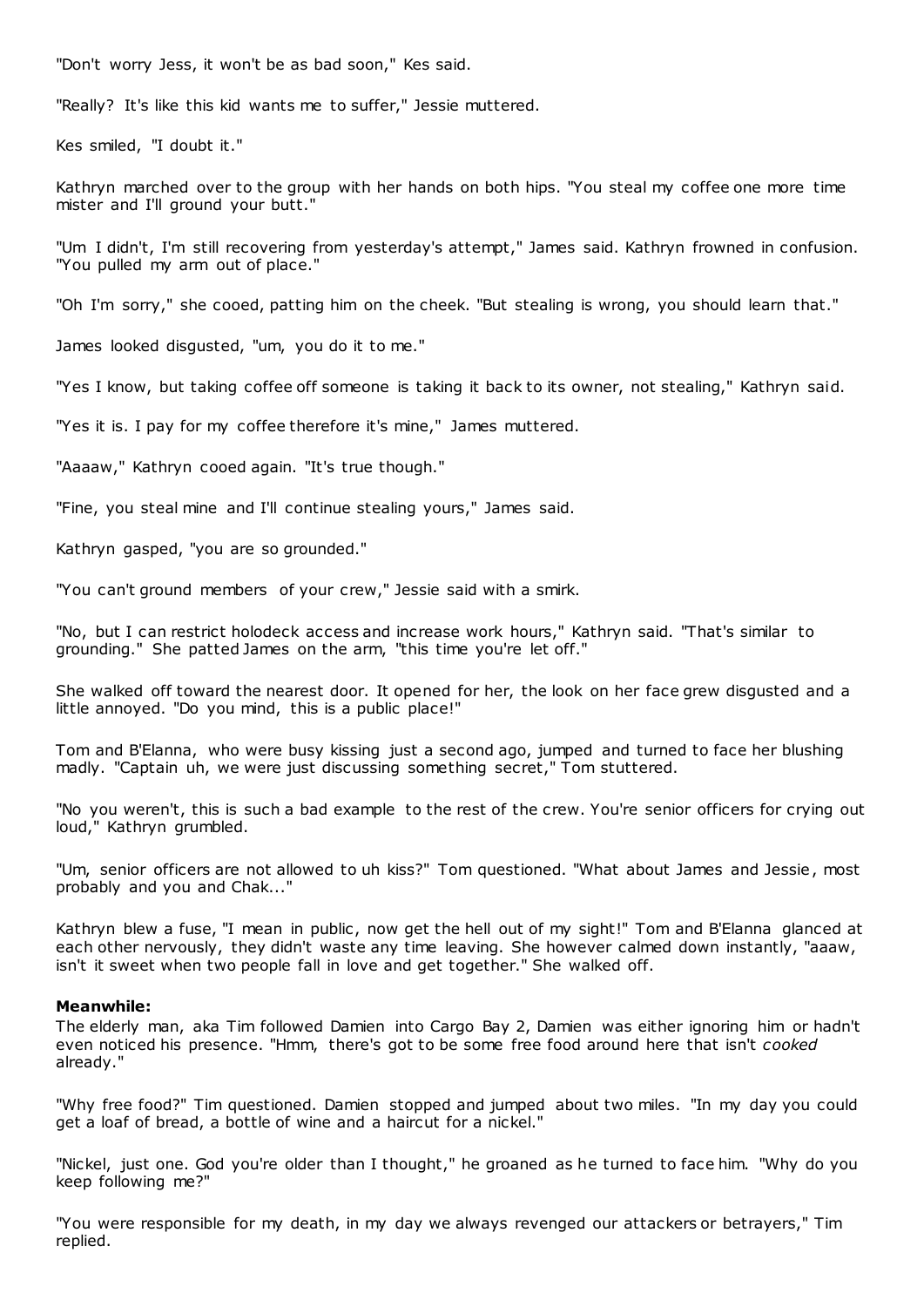"Don't worry Jess, it won't be as bad soon," Kes said.

"Really? It's like this kid wants me to suffer," Jessie muttered.

Kes smiled, "I doubt it."

Kathryn marched over to the group with her hands on both hips. "You steal my coffee one more time mister and I'll ground your butt."

"Um I didn't, I'm still recovering from yesterday's attempt," James said. Kathryn frowned in confusion. "You pulled my arm out of place."

"Oh I'm sorry," she cooed, patting him on the cheek. "But stealing is wrong, you should learn that."

James looked disgusted, "um, you do it to me."

"Yes I know, but taking coffee off someone is taking it back to its owner, not stealing," Kathryn said.

"Yes it is. I pay for my coffee therefore it's mine," James muttered.

"Aaaaw," Kathryn cooed again. "It's true though."

"Fine, you steal mine and I'll continue stealing yours," James said.

Kathryn gasped, "you are so grounded."

"You can't ground members of your crew," Jessie said with a smirk.

"No, but I can restrict holodeck access and increase work hours," Kathryn said. "That's similar to grounding." She patted James on the arm, "this time you're let off."

She walked off toward the nearest door. It opened for her, the look on her face grew disgusted and a little annoyed. "Do you mind, this is a public place!"

Tom and B'Elanna, who were busy kissing just a second ago, jumped and turned to face her blushing madly. "Captain uh, we were just discussing something secret," Tom stuttered.

"No you weren't, this is such a bad example to the rest of the crew. You're senior officers for crying out loud," Kathryn grumbled.

"Um, senior officers are not allowed to uh kiss?" Tom questioned. "What about James and Jessie, most probably and you and Chak..."

Kathryn blew a fuse, "I mean in public, now get the hell out of my sight!" Tom and B'Elanna glanced at each other nervously, they didn't waste any time leaving. She however calmed down instantly, "aaaw, isn't it sweet when two people fall in love and get together." She walked off.

**Meanwhile:**
The elderly man, aka Tim followed Damien into Cargo Bay 2, Damien was either ignoring him or hadn't even noticed his presence. "Hmm, there's got to be some free food around here that isn't *cooked* already."

"Why free food?" Tim questioned. Damien stopped and jumped about two miles. "In my day you could get a loaf of bread, a bottle of wine and a haircut for a nickel."

"Nickel, just one. God you're older than I thought," he groaned as he turned to face him. "Why do you keep following me?"

"You were responsible for my death, in my day we always revenged our attackers or betrayers," Tim replied.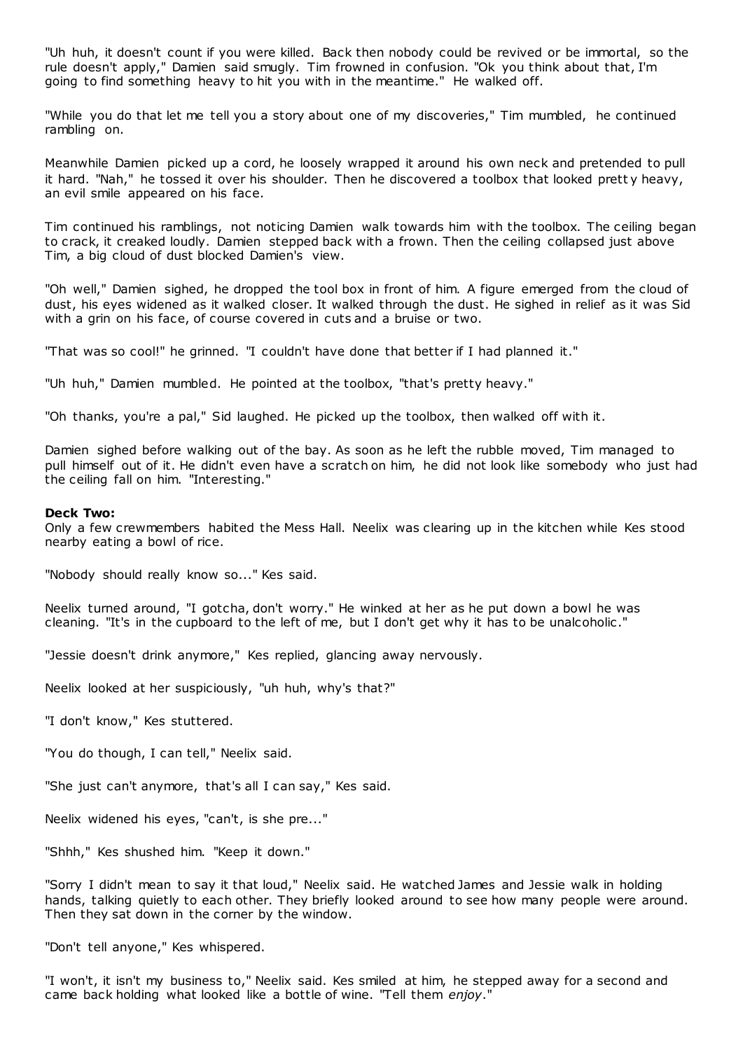"Uh huh, it doesn't count if you were killed. Back then nobody could be revived or be immortal, so the rule doesn't apply," Damien said smugly. Tim frowned in confusion. "Ok you think about that, I'm going to find something heavy to hit you with in the meantime." He walked off.

"While you do that let me tell you a story about one of my discoveries," Tim mumbled, he continued rambling on.

Meanwhile Damien picked up a cord, he loosely wrapped it around his own neck and pretended to pull it hard. "Nah," he tossed it over his shoulder. Then he discovered a toolbox that looked pretty heavy, an evil smile appeared on his face.

Tim continued his ramblings, not noticing Damien walk towards him with the toolbox. The ceiling began to crack, it creaked loudly. Damien stepped back with a frown. Then the ceiling collapsed just above Tim, a big cloud of dust blocked Damien's view.

"Oh well," Damien sighed, he dropped the tool box in front of him. A figure emerged from the cloud of dust, his eyes widened as it walked closer. It walked through the dust. He sighed in relief as it was Sid with a grin on his face, of course covered in cuts and a bruise or two.

"That was so cool!" he grinned. "I couldn't have done that better if I had planned it."

"Uh huh," Damien mumbled. He pointed at the toolbox, "that's pretty heavy."

"Oh thanks, you're a pal," Sid laughed. He picked up the toolbox, then walked off with it.

Damien sighed before walking out of the bay. As soon as he left the rubble moved, Tim managed to pull himself out of it. He didn't even have a scratch on him, he did not look like somebody who just had the ceiling fall on him. "Interesting."

**Deck Two:**
Only a few crewmembers habited the Mess Hall. Neelix was clearing up in the kitchen while Kes stood nearby eating a bowl of rice.

"Nobody should really know so..." Kes said.

Neelix turned around, "I gotcha, don't worry." He winked at her as he put down a bowl he was cleaning. "It's in the cupboard to the left of me, but I don't get why it has to be unalcoholic."

"Jessie doesn't drink anymore," Kes replied, glancing away nervously.

Neelix looked at her suspiciously, "uh huh, why's that?"

"I don't know," Kes stuttered.

"You do though, I can tell," Neelix said.

"She just can't anymore, that's all I can say," Kes said.

Neelix widened his eyes, "can't, is she pre..."

"Shhh," Kes shushed him. "Keep it down."

"Sorry I didn't mean to say it that loud," Neelix said. He watched James and Jessie walk in holding hands, talking quietly to each other. They briefly looked around to see how many people were around. Then they sat down in the corner by the window.

"Don't tell anyone," Kes whispered.

"I won't, it isn't my business to," Neelix said. Kes smiled at him, he stepped away for a second and came back holding what looked like a bottle of wine. "Tell them *enjoy*."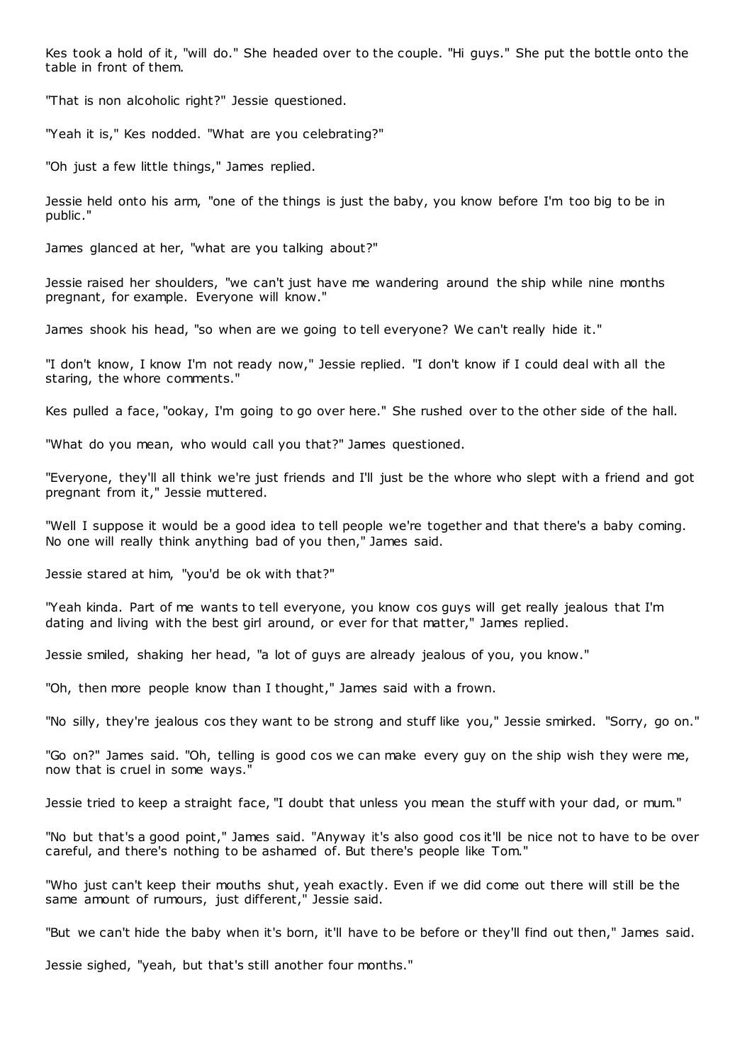Kes took a hold of it, "will do." She headed over to the couple. "Hi guys." She put the bottle onto the table in front of them.

"That is non alcoholic right?" Jessie questioned.

"Yeah it is," Kes nodded. "What are you celebrating?"

"Oh just a few little things," James replied.

Jessie held onto his arm, "one of the things is just the baby, you know before I'm too big to be in public."

James glanced at her, "what are you talking about?"

Jessie raised her shoulders, "we can't just have me wandering around the ship while nine months pregnant, for example. Everyone will know."

James shook his head, "so when are we going to tell everyone? We can't really hide it."

"I don't know, I know I'm not ready now," Jessie replied. "I don't know if I could deal with all the staring, the whore comments."

Kes pulled a face, "ookay, I'm going to go over here." She rushed over to the other side of the hall.

"What do you mean, who would call you that?" James questioned.

"Everyone, they'll all think we're just friends and I'll just be the whore who slept with a friend and got pregnant from it," Jessie muttered.

"Well I suppose it would be a good idea to tell people we're together and that there's a baby coming. No one will really think anything bad of you then," James said.

Jessie stared at him, "you'd be ok with that?"

"Yeah kinda. Part of me wants to tell everyone, you know cos guys will get really jealous that I'm dating and living with the best girl around, or ever for that matter," James replied.

Jessie smiled, shaking her head, "a lot of guys are already jealous of you, you know."

"Oh, then more people know than I thought," James said with a frown.

"No silly, they're jealous cos they want to be strong and stuff like you," Jessie smirked. "Sorry, go on."

"Go on?" James said. "Oh, telling is good cos we can make every guy on the ship wish they were me, now that is cruel in some ways."

Jessie tried to keep a straight face, "I doubt that unless you mean the stuff with your dad, or mum."

"No but that's a good point," James said. "Anyway it's also good cos it'll be nice not to have to be over careful, and there's nothing to be ashamed of. But there's people like Tom."

"Who just can't keep their mouths shut, yeah exactly. Even if we did come out there will still be the same amount of rumours, just different," Jessie said.

"But we can't hide the baby when it's born, it'll have to be before or they'll find out then," James said.

Jessie sighed, "yeah, but that's still another four months."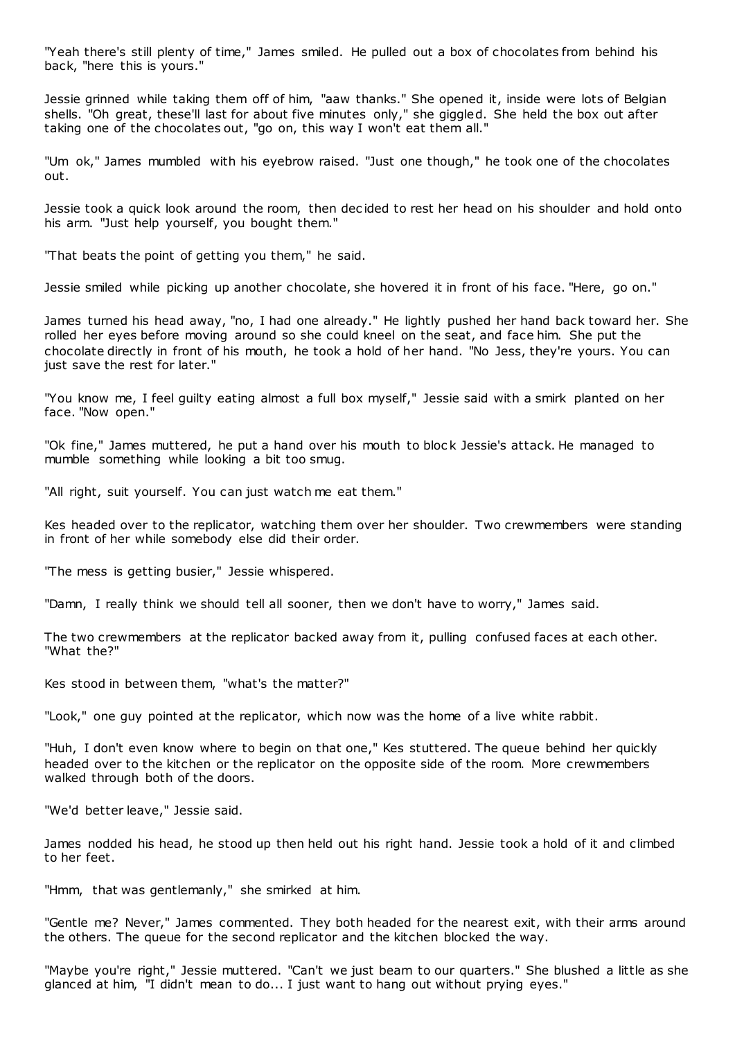"Yeah there's still plenty of time," James smiled. He pulled out a box of chocolates from behind his back, "here this is yours."

Jessie grinned while taking them off of him, "aaw thanks." She opened it, inside were lots of Belgian shells. "Oh great, these'll last for about five minutes only," she giggled. She held the box out after taking one of the chocolates out, "go on, this way I won't eat them all."

"Um ok," James mumbled with his eyebrow raised. "Just one though," he took one of the chocolates out.

Jessie took a quick look around the room, then decided to rest her head on his shoulder and hold onto his arm. "Just help yourself, you bought them."

"That beats the point of getting you them," he said.

Jessie smiled while picking up another chocolate, she hovered it in front of his face. "Here, go on."

James turned his head away, "no, I had one already." He lightly pushed her hand back toward her. She rolled her eyes before moving around so she could kneel on the seat, and face him. She put the chocolate directly in front of his mouth, he took a hold of her hand. "No Jess, they're yours. You can just save the rest for later."

"You know me, I feel guilty eating almost a full box myself," Jessie said with a smirk planted on her face. "Now open."

"Ok fine," James muttered, he put a hand over his mouth to block Jessie's attack. He managed to mumble something while looking a bit too smug.

"All right, suit yourself. You can just watch me eat them."

Kes headed over to the replicator, watching them over her shoulder. Two crewmembers were standing in front of her while somebody else did their order.

"The mess is getting busier," Jessie whispered.

"Damn, I really think we should tell all sooner, then we don't have to worry," James said.

The two crewmembers at the replicator backed away from it, pulling confused faces at each other. "What the?"

Kes stood in between them, "what's the matter?"

"Look," one guy pointed at the replicator, which now was the home of a live white rabbit.

"Huh, I don't even know where to begin on that one," Kes stuttered. The queue behind her quickly headed over to the kitchen or the replicator on the opposite side of the room. More crewmembers walked through both of the doors.

"We'd better leave," Jessie said.

James nodded his head, he stood up then held out his right hand. Jessie took a hold of it and climbed to her feet.

"Hmm, that was gentlemanly," she smirked at him.

"Gentle me? Never," James commented. They both headed for the nearest exit, with their arms around the others. The queue for the second replicator and the kitchen blocked the way.

"Maybe you're right," Jessie muttered. "Can't we just beam to our quarters." She blushed a little as she glanced at him, "I didn't mean to do... I just want to hang out without prying eyes."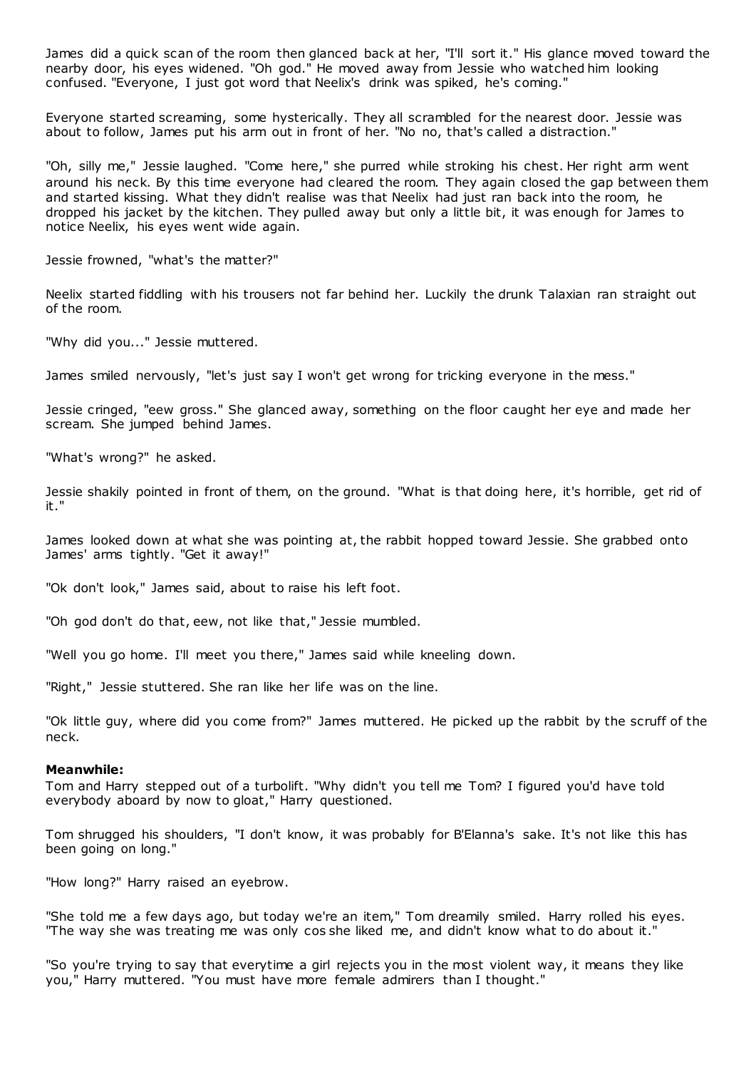James did a quick scan of the room then glanced back at her, "I'll sort it." His glance moved toward the nearby door, his eyes widened. "Oh god." He moved away from Jessie who watched him looking confused. "Everyone, I just got word that Neelix's drink was spiked, he's coming."

Everyone started screaming, some hysterically. They all scrambled for the nearest door. Jessie was about to follow, James put his arm out in front of her. "No no, that's called a distraction."

"Oh, silly me," Jessie laughed. "Come here," she purred while stroking his chest. Her right arm went around his neck. By this time everyone had cleared the room. They again closed the gap between them and started kissing. What they didn't realise was that Neelix had just ran back into the room, he dropped his jacket by the kitchen. They pulled away but only a little bit, it was enough for James to notice Neelix, his eyes went wide again.

Jessie frowned, "what's the matter?"

Neelix started fiddling with his trousers not far behind her. Luckily the drunk Talaxian ran straight out of the room.

"Why did you..." Jessie muttered.

James smiled nervously, "let's just say I won't get wrong for tricking everyone in the mess."

Jessie cringed, "eew gross." She glanced away, something on the floor caught her eye and made her scream. She jumped behind James.

"What's wrong?" he asked.

Jessie shakily pointed in front of them, on the ground. "What is that doing here, it's horrible, get rid of it."

James looked down at what she was pointing at, the rabbit hopped toward Jessie. She grabbed onto James' arms tightly. "Get it away!"

"Ok don't look," James said, about to raise his left foot.

"Oh god don't do that, eew, not like that," Jessie mumbled.

"Well you go home. I'll meet you there," James said while kneeling down.

"Right," Jessie stuttered. She ran like her life was on the line.

"Ok little guy, where did you come from?" James muttered. He picked up the rabbit by the scruff of the neck.

**Meanwhile:**

Tom and Harry stepped out of a turbolift. "Why didn't you tell me Tom? I figured you'd have told everybody aboard by now to gloat," Harry questioned.

Tom shrugged his shoulders, "I don't know, it was probably for B'Elanna's sake. It's not like this has been going on long."

"How long?" Harry raised an eyebrow.

"She told me a few days ago, but today we're an item," Tom dreamily smiled. Harry rolled his eyes. "The way she was treating me was only cos she liked me, and didn't know what to do about it."

"So you're trying to say that everytime a girl rejects you in the most violent way, it means they like you," Harry muttered. "You must have more female admirers than I thought."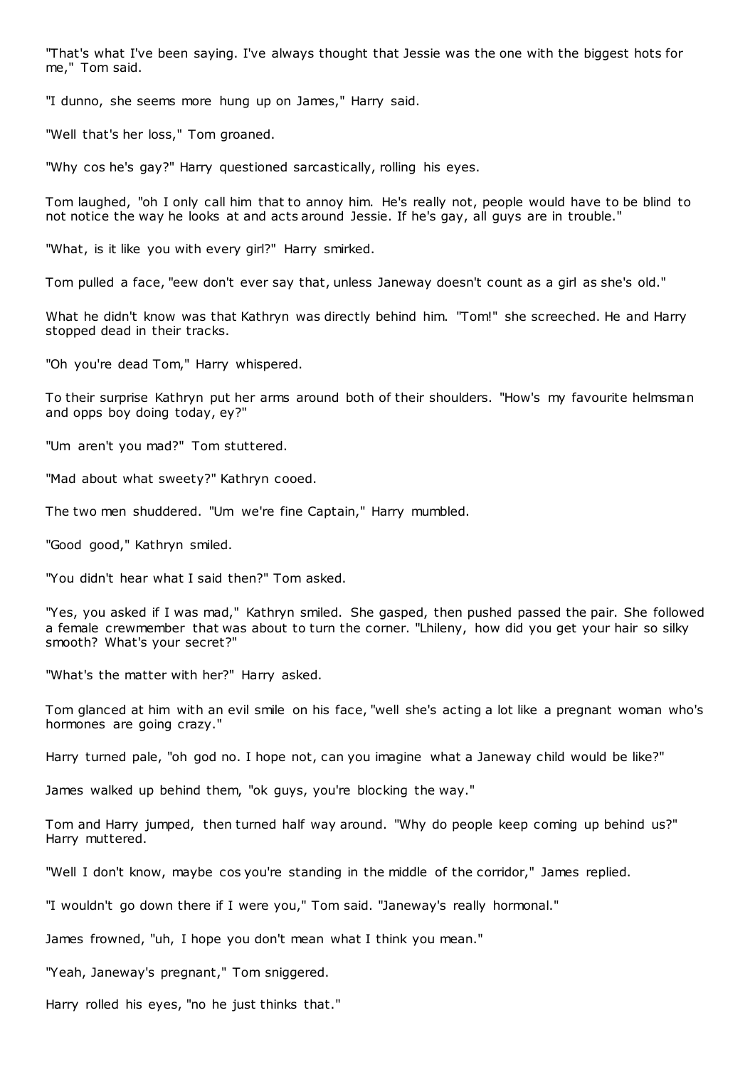"That's what I've been saying. I've always thought that Jessie was the one with the biggest hots for me," Tom said.

"I dunno, she seems more hung up on James," Harry said.

"Well that's her loss," Tom groaned.

"Why cos he's gay?" Harry questioned sarcastically, rolling his eyes.

Tom laughed, "oh I only call him that to annoy him. He's really not, people would have to be blind to not notice the way he looks at and acts around Jessie. If he's gay, all guys are in trouble."

"What, is it like you with every girl?" Harry smirked.

Tom pulled a face, "eew don't ever say that, unless Janeway doesn't count as a girl as she's old."

What he didn't know was that Kathryn was directly behind him. "Tom!" she screeched. He and Harry stopped dead in their tracks.

"Oh you're dead Tom," Harry whispered.

To their surprise Kathryn put her arms around both of their shoulders. "How's my favourite helmsman and opps boy doing today, ey?"

"Um aren't you mad?" Tom stuttered.

"Mad about what sweety?" Kathryn cooed.

The two men shuddered. "Um we're fine Captain," Harry mumbled.

"Good good," Kathryn smiled.

"You didn't hear what I said then?" Tom asked.

"Yes, you asked if I was mad," Kathryn smiled. She gasped, then pushed passed the pair. She followed a female crewmember that was about to turn the corner. "Lhileny, how did you get your hair so silky smooth? What's your secret?"

"What's the matter with her?" Harry asked.

Tom glanced at him with an evil smile on his face, "well she's acting a lot like a pregnant woman who's hormones are going crazy."

Harry turned pale, "oh god no. I hope not, can you imagine what a Janeway child would be like?"

James walked up behind them, "ok guys, you're blocking the way."

Tom and Harry jumped, then turned half way around. "Why do people keep coming up behind us?" Harry muttered.

"Well I don't know, maybe cos you're standing in the middle of the corridor," James replied.

"I wouldn't go down there if I were you," Tom said. "Janeway's really hormonal."

James frowned, "uh, I hope you don't mean what I think you mean."

"Yeah, Janeway's pregnant," Tom sniggered.

Harry rolled his eyes, "no he just thinks that."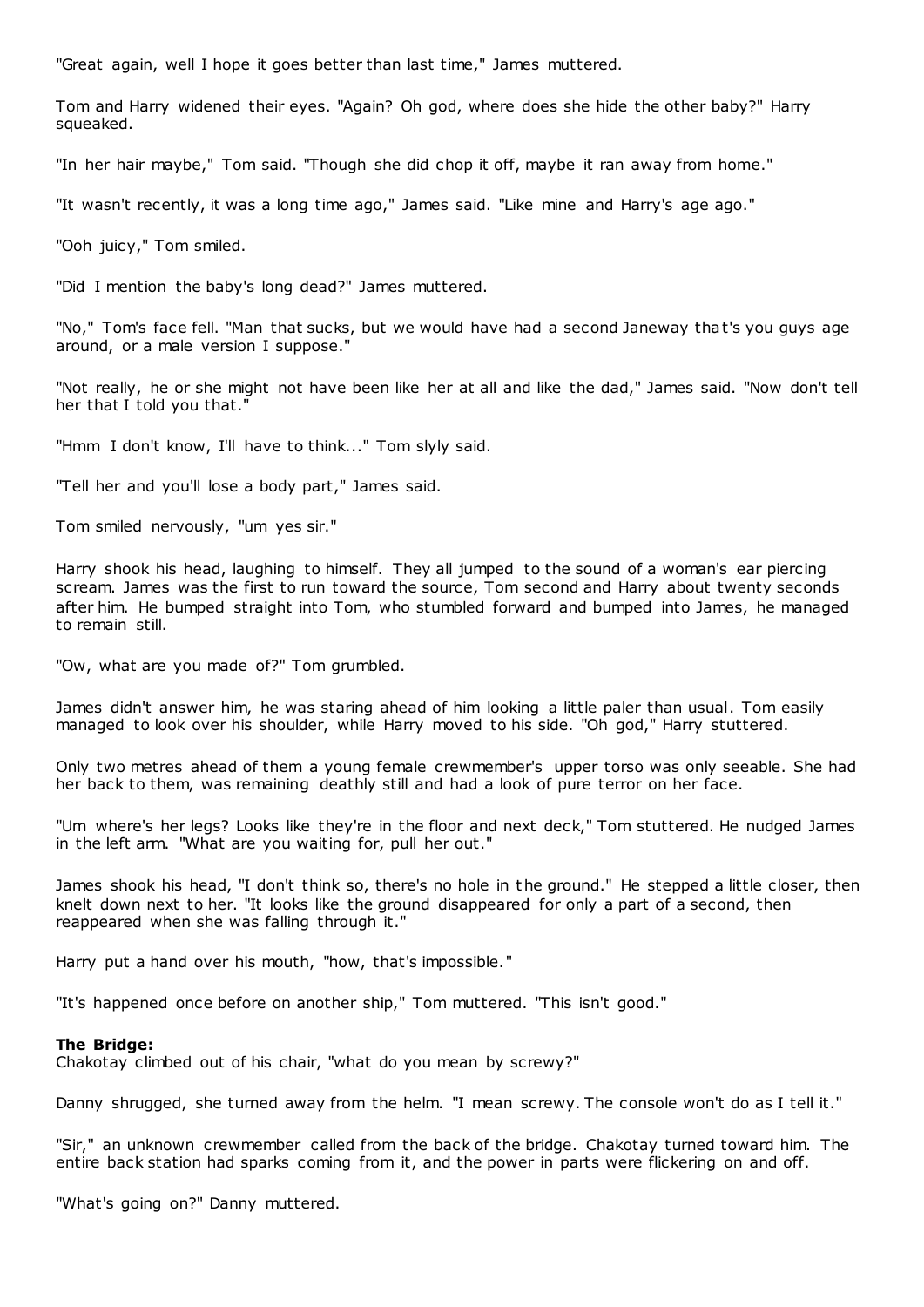"Great again, well I hope it goes better than last time," James muttered.

Tom and Harry widened their eyes. "Again? Oh god, where does she hide the other baby?" Harry squeaked.

"In her hair maybe," Tom said. "Though she did chop it off, maybe it ran away from home."

"It wasn't recently, it was a long time ago," James said. "Like mine and Harry's age ago."

"Ooh juicy," Tom smiled.

"Did I mention the baby's long dead?" James muttered.

"No," Tom's face fell. "Man that sucks, but we would have had a second Janeway that's you guys age around, or a male version I suppose."

"Not really, he or she might not have been like her at all and like the dad," James said. "Now don't tell her that I told you that."

"Hmm I don't know, I'll have to think..." Tom slyly said.

"Tell her and you'll lose a body part," James said.

Tom smiled nervously, "um yes sir."

Harry shook his head, laughing to himself. They all jumped to the sound of a woman's ear piercing scream. James was the first to run toward the source, Tom second and Harry about twenty seconds after him. He bumped straight into Tom, who stumbled forward and bumped into James, he managed to remain still.

"Ow, what are you made of?" Tom grumbled.

James didn't answer him, he was staring ahead of him looking a little paler than usual. Tom easily managed to look over his shoulder, while Harry moved to his side. "Oh god," Harry stuttered.

Only two metres ahead of them a young female crewmember's upper torso was only seeable. She had her back to them, was remaining deathly still and had a look of pure terror on her face.

"Um where's her legs? Looks like they're in the floor and next deck," Tom stuttered. He nudged James in the left arm. "What are you waiting for, pull her out."

James shook his head, "I don't think so, there's no hole in the ground." He stepped a little closer, then knelt down next to her. "It looks like the ground disappeared for only a part of a second, then reappeared when she was falling through it."

Harry put a hand over his mouth, "how, that's impossible."

"It's happened once before on another ship," Tom muttered. "This isn't good."

**The Bridge:**
Chakotay climbed out of his chair, "what do you mean by screwy?"

Danny shrugged, she turned away from the helm. "I mean screwy. The console won't do as I tell it."

"Sir," an unknown crewmember called from the back of the bridge. Chakotay turned toward him. The entire back station had sparks coming from it, and the power in parts were flickering on and off.

"What's going on?" Danny muttered.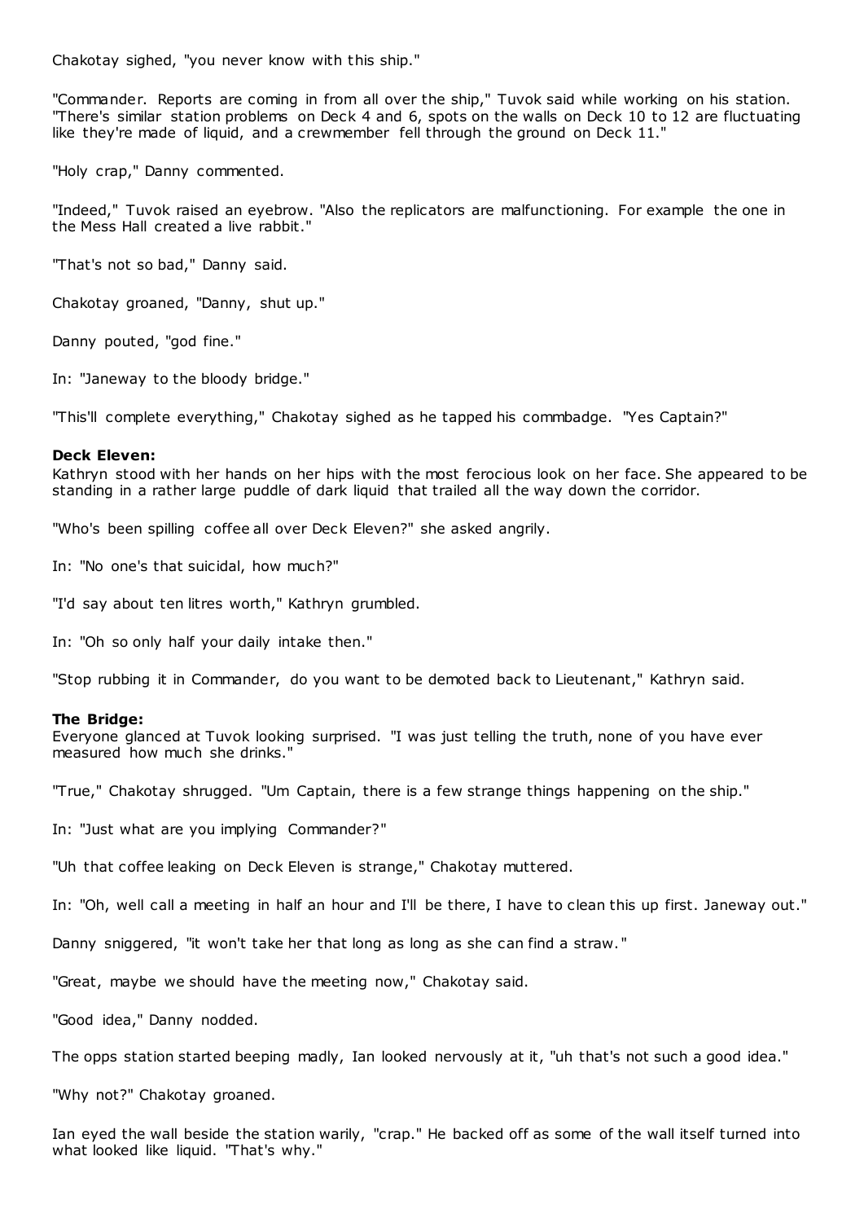Chakotay sighed, "you never know with this ship."

"Commander. Reports are coming in from all over the ship," Tuvok said while working on his station. "There's similar station problems on Deck 4 and 6, spots on the walls on Deck 10 to 12 are fluctuating like they're made of liquid, and a crewmember fell through the ground on Deck 11."

"Holy crap," Danny commented.

"Indeed," Tuvok raised an eyebrow. "Also the replicators are malfunctioning. For example the one in the Mess Hall created a live rabbit."

"That's not so bad," Danny said.

Chakotay groaned, "Danny, shut up."

Danny pouted, "god fine."

In: "Janeway to the bloody bridge."

"This'll complete everything," Chakotay sighed as he tapped his commbadge. "Yes Captain?"

**Deck Eleven:**
Kathryn stood with her hands on her hips with the most ferocious look on her face. She appeared to be standing in a rather large puddle of dark liquid that trailed all the way down the corridor.

"Who's been spilling coffee all over Deck Eleven?" she asked angrily.

In: "No one's that suicidal, how much?"

"I'd say about ten litres worth," Kathryn grumbled.

In: "Oh so only half your daily intake then."

"Stop rubbing it in Commander, do you want to be demoted back to Lieutenant," Kathryn said.

**The Bridge:**
Everyone glanced at Tuvok looking surprised. "I was just telling the truth, none of you have ever measured how much she drinks."

"True," Chakotay shrugged. "Um Captain, there is a few strange things happening on the ship."

In: "Just what are you implying Commander?"

"Uh that coffee leaking on Deck Eleven is strange," Chakotay muttered.

In: "Oh, well call a meeting in half an hour and I'll be there, I have to clean this up first. Janeway out."

Danny sniggered, "it won't take her that long as long as she can find a straw."

"Great, maybe we should have the meeting now," Chakotay said.

"Good idea," Danny nodded.

The opps station started beeping madly, Ian looked nervously at it, "uh that's not such a good idea."

"Why not?" Chakotay groaned.

Ian eyed the wall beside the station warily, "crap." He backed off as some of the wall itself turned into what looked like liquid. "That's why."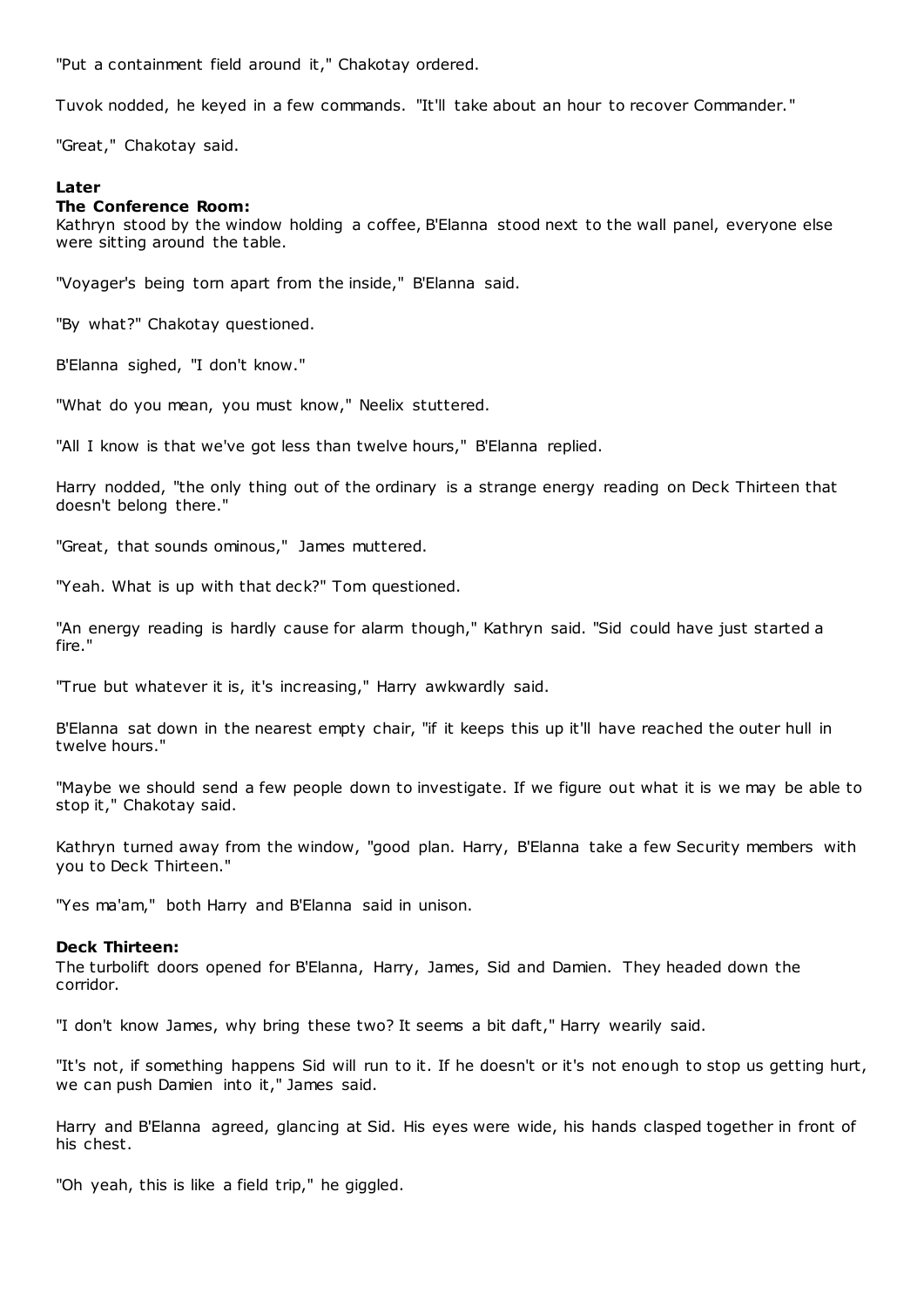"Put a containment field around it," Chakotay ordered.

Tuvok nodded, he keyed in a few commands. "It'll take about an hour to recover Commander."

"Great," Chakotay said.

**Later**
**The Conference Room:**
Kathryn stood by the window holding a coffee, B'Elanna stood next to the wall panel, everyone else were sitting around the table.

"Voyager's being torn apart from the inside," B'Elanna said.

"By what?" Chakotay questioned.

B'Elanna sighed, "I don't know."

"What do you mean, you must know," Neelix stuttered.

"All I know is that we've got less than twelve hours," B'Elanna replied.

Harry nodded, "the only thing out of the ordinary is a strange energy reading on Deck Thirteen that doesn't belong there."

"Great, that sounds ominous," James muttered.

"Yeah. What is up with that deck?" Tom questioned.

"An energy reading is hardly cause for alarm though," Kathryn said. "Sid could have just started a fire."

"True but whatever it is, it's increasing," Harry awkwardly said.

B'Elanna sat down in the nearest empty chair, "if it keeps this up it'll have reached the outer hull in twelve hours."

"Maybe we should send a few people down to investigate. If we figure out what it is we may be able to stop it," Chakotay said.

Kathryn turned away from the window, "good plan. Harry, B'Elanna take a few Security members with you to Deck Thirteen."

"Yes ma'am," both Harry and B'Elanna said in unison.

**Deck Thirteen:**
The turbolift doors opened for B'Elanna, Harry, James, Sid and Damien. They headed down the corridor.

"I don't know James, why bring these two? It seems a bit daft," Harry wearily said.

"It's not, if something happens Sid will run to it. If he doesn't or it's not enough to stop us getting hurt, we can push Damien into it," James said.

Harry and B'Elanna agreed, glancing at Sid. His eyes were wide, his hands clasped together in front of his chest.

"Oh yeah, this is like a field trip," he giggled.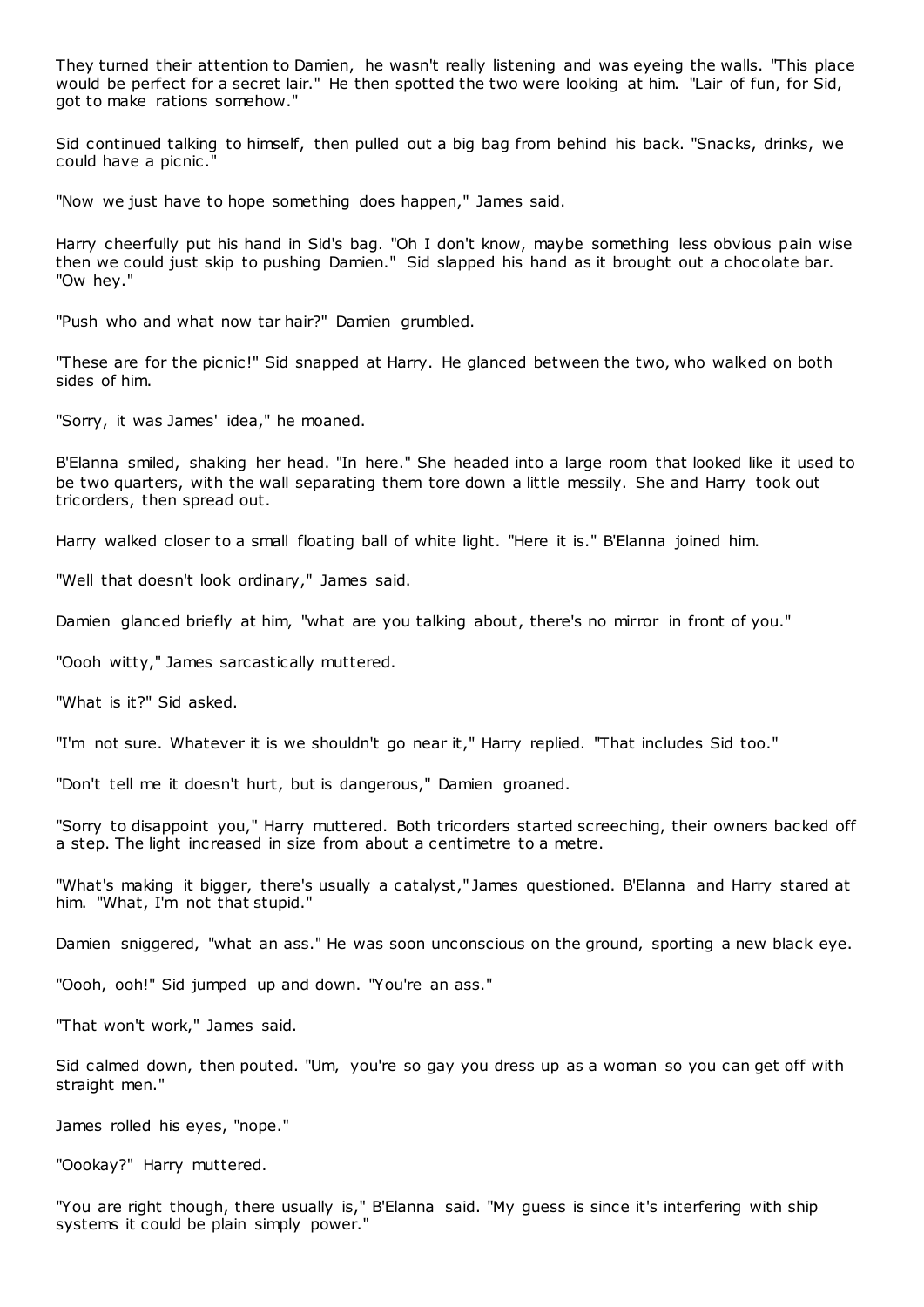They turned their attention to Damien, he wasn't really listening and was eyeing the walls. "This place would be perfect for a secret lair." He then spotted the two were looking at him. "Lair of fun, for Sid, got to make rations somehow."

Sid continued talking to himself, then pulled out a big bag from behind his back. "Snacks, drinks, we could have a picnic."

"Now we just have to hope something does happen," James said.

Harry cheerfully put his hand in Sid's bag. "Oh I don't know, maybe something less obvious pain wise then we could just skip to pushing Damien." Sid slapped his hand as it brought out a chocolate bar. "Ow hey."

"Push who and what now tar hair?" Damien grumbled.

"These are for the picnic!" Sid snapped at Harry. He glanced between the two, who walked on both sides of him.

"Sorry, it was James' idea," he moaned.

B'Elanna smiled, shaking her head. "In here." She headed into a large room that looked like it used to be two quarters, with the wall separating them tore down a little messily. She and Harry took out tricorders, then spread out.

Harry walked closer to a small floating ball of white light. "Here it is." B'Elanna joined him.

"Well that doesn't look ordinary," James said.

Damien glanced briefly at him, "what are you talking about, there's no mirror in front of you."

"Oooh witty," James sarcastically muttered.

"What is it?" Sid asked.

"I'm not sure. Whatever it is we shouldn't go near it," Harry replied. "That includes Sid too."

"Don't tell me it doesn't hurt, but is dangerous," Damien groaned.

"Sorry to disappoint you," Harry muttered. Both tricorders started screeching, their owners backed off a step. The light increased in size from about a centimetre to a metre.

"What's making it bigger, there's usually a catalyst," James questioned. B'Elanna and Harry stared at him. "What, I'm not that stupid."

Damien sniggered, "what an ass." He was soon unconscious on the ground, sporting a new black eye.

"Oooh, ooh!" Sid jumped up and down. "You're an ass."

"That won't work," James said.

Sid calmed down, then pouted. "Um, you're so gay you dress up as a woman so you can get off with straight men."

James rolled his eyes, "nope."

"Oookay?" Harry muttered.

"You are right though, there usually is," B'Elanna said. "My guess is since it's interfering with ship systems it could be plain simply power."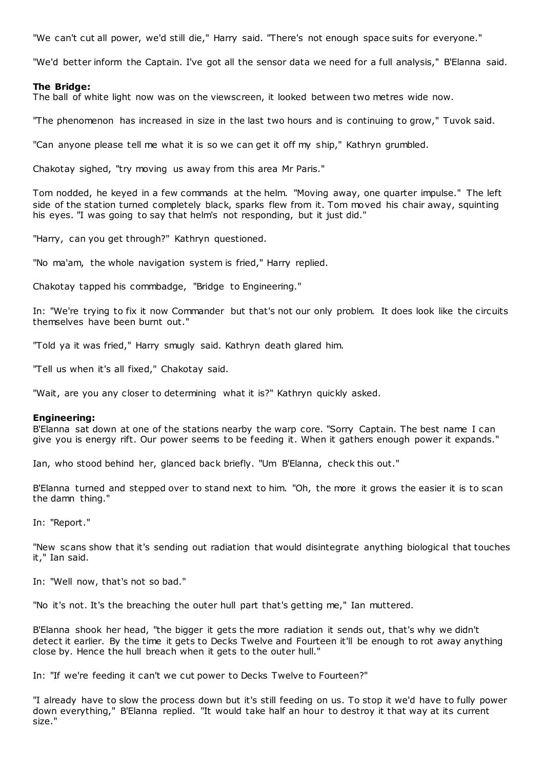"We can't cut all power, we'd still die," Harry said. "There's not enough space suits for everyone."

"We'd better inform the Captain. I've got all the sensor data we need for a full analysis," B'Elanna said.

**The Bridge:**
The ball of white light now was on the viewscreen, it looked between two metres wide now.

"The phenomenon has increased in size in the last two hours and is continuing to grow," Tuvok said.

"Can anyone please tell me what it is so we can get it off my ship," Kathryn grumbled.

Chakotay sighed, "try moving us away from this area Mr Paris."

Tom nodded, he keyed in a few commands at the helm. "Moving away, one quarter impulse." The left side of the station turned completely black, sparks flew from it. Tom moved his chair away, squinting his eyes. "I was going to say that helm's not responding, but it just did."

"Harry, can you get through?" Kathryn questioned.

"No ma'am, the whole navigation system is fried," Harry replied.

Chakotay tapped his commbadge, "Bridge to Engineering."

In: "We're trying to fix it now Commander but that's not our only problem. It does look like the circuits themselves have been burnt out."

"Told ya it was fried," Harry smugly said. Kathryn death glared him.

"Tell us when it's all fixed," Chakotay said.

"Wait, are you any closer to determining what it is?" Kathryn quickly asked.

**Engineering:**
B'Elanna sat down at one of the stations nearby the warp core. "Sorry Captain. The best name I can give you is energy rift. Our power seems to be feeding it. When it gathers enough power it expands."

Ian, who stood behind her, glanced back briefly. "Um B'Elanna, check this out."

B'Elanna turned and stepped over to stand next to him. "Oh, the more it grows the easier it is to scan the damn thing."

In: "Report."

"New scans show that it's sending out radiation that would disintegrate anything biological that touches it," Ian said.

In: "Well now, that's not so bad."

"No it's not. It's the breaching the outer hull part that's getting me," Ian muttered.

B'Elanna shook her head, "the bigger it gets the more radiation it sends out, that's why we didn't detect it earlier. By the time it gets to Decks Twelve and Fourteen it'll be enough to rot away anything close by. Hence the hull breach when it gets to the outer hull."

In: "If we're feeding it can't we cut power to Decks Twelve to Fourteen?"

"I already have to slow the process down but it's still feeding on us. To stop it we'd have to fully power down everything," B'Elanna replied. "It would take half an hour to destroy it that way at its current size."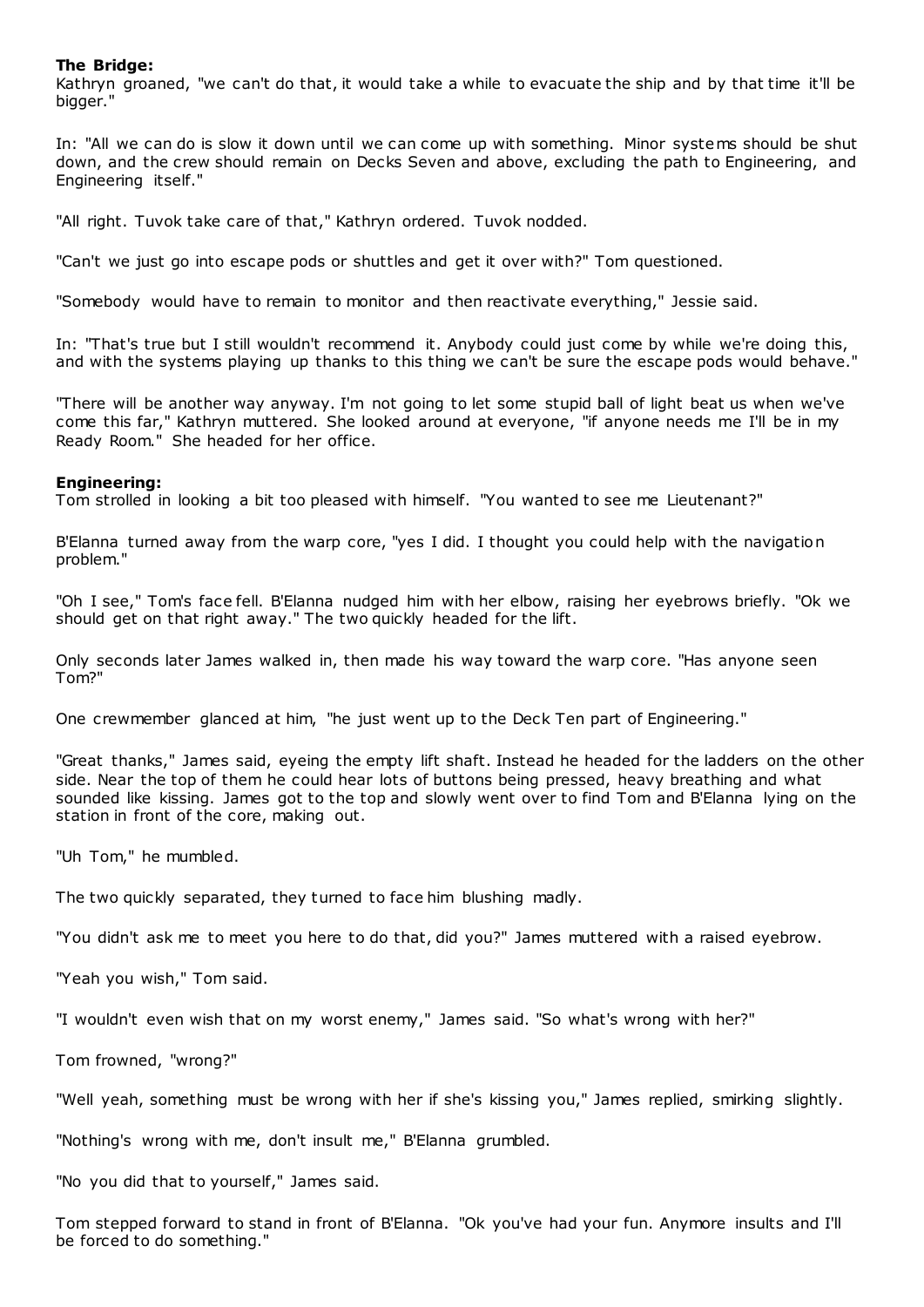**The Bridge:**
Kathryn groaned, "we can't do that, it would take a while to evacuate the ship and by that time it'll be bigger."

In: "All we can do is slow it down until we can come up with something. Minor systems should be shut down, and the crew should remain on Decks Seven and above, excluding the path to Engineering, and Engineering itself."

"All right. Tuvok take care of that," Kathryn ordered. Tuvok nodded.

"Can't we just go into escape pods or shuttles and get it over with?" Tom questioned.

"Somebody would have to remain to monitor and then reactivate everything," Jessie said.

In: "That's true but I still wouldn't recommend it. Anybody could just come by while we're doing this, and with the systems playing up thanks to this thing we can't be sure the escape pods would behave."

"There will be another way anyway. I'm not going to let some stupid ball of light beat us when we've come this far," Kathryn muttered. She looked around at everyone, "if anyone needs me I'll be in my Ready Room." She headed for her office.

**Engineering:**
Tom strolled in looking a bit too pleased with himself. "You wanted to see me Lieutenant?"

B'Elanna turned away from the warp core, "yes I did. I thought you could help with the navigation problem."

"Oh I see," Tom's face fell. B'Elanna nudged him with her elbow, raising her eyebrows briefly. "Ok we should get on that right away." The two quickly headed for the lift.

Only seconds later James walked in, then made his way toward the warp core. "Has anyone seen Tom?"

One crewmember glanced at him, "he just went up to the Deck Ten part of Engineering."

"Great thanks," James said, eyeing the empty lift shaft. Instead he headed for the ladders on the other side. Near the top of them he could hear lots of buttons being pressed, heavy breathing and what sounded like kissing. James got to the top and slowly went over to find Tom and B'Elanna lying on the station in front of the core, making out.

"Uh Tom," he mumbled.

The two quickly separated, they turned to face him blushing madly.

"You didn't ask me to meet you here to do that, did you?" James muttered with a raised eyebrow.

"Yeah you wish," Tom said.

"I wouldn't even wish that on my worst enemy," James said. "So what's wrong with her?"

Tom frowned, "wrong?"

"Well yeah, something must be wrong with her if she's kissing you," James replied, smirking slightly.

"Nothing's wrong with me, don't insult me," B'Elanna grumbled.

"No you did that to yourself," James said.

Tom stepped forward to stand in front of B'Elanna. "Ok you've had your fun. Anymore insults and I'll be forced to do something."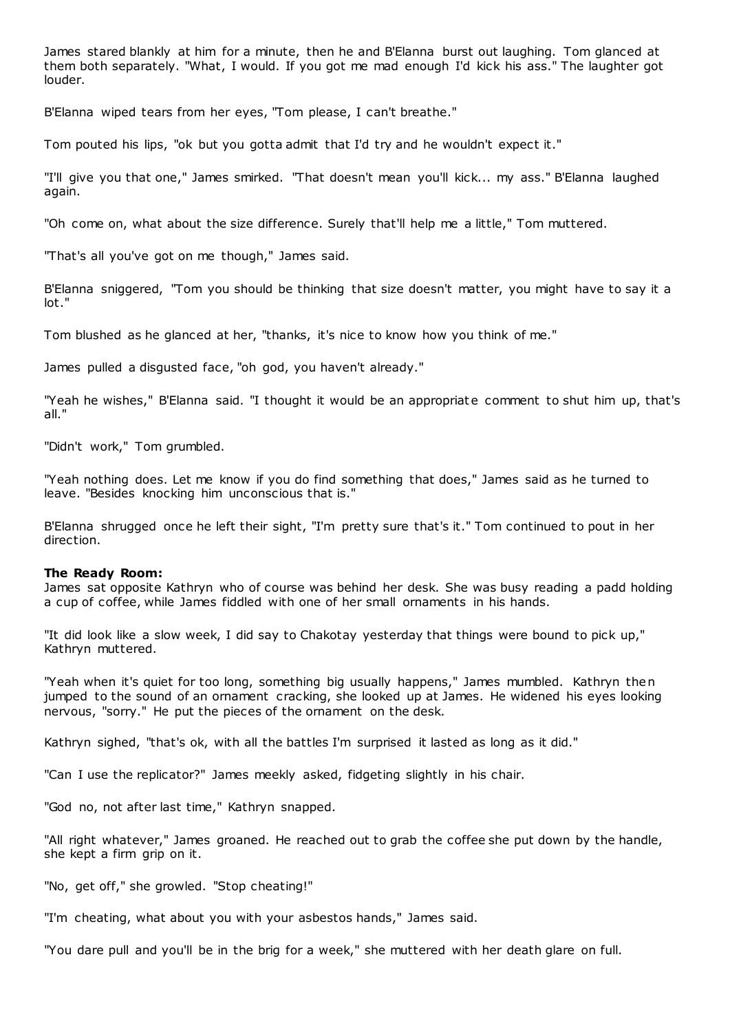James stared blankly at him for a minute, then he and B'Elanna burst out laughing. Tom glanced at them both separately. "What, I would. If you got me mad enough I'd kick his ass." The laughter got louder.

B'Elanna wiped tears from her eyes, "Tom please, I can't breathe."

Tom pouted his lips, "ok but you gotta admit that I'd try and he wouldn't expect it."

"I'll give you that one," James smirked. "That doesn't mean you'll kick... my ass." B'Elanna laughed again.

"Oh come on, what about the size difference. Surely that'll help me a little," Tom muttered.

"That's all you've got on me though," James said.

B'Elanna sniggered, "Tom you should be thinking that size doesn't matter, you might have to say it a lot."

Tom blushed as he glanced at her, "thanks, it's nice to know how you think of me."

James pulled a disgusted face, "oh god, you haven't already."

"Yeah he wishes," B'Elanna said. "I thought it would be an appropriate comment to shut him up, that's all."

"Didn't work," Tom grumbled.

"Yeah nothing does. Let me know if you do find something that does," James said as he turned to leave. "Besides knocking him unconscious that is."

B'Elanna shrugged once he left their sight, "I'm pretty sure that's it." Tom continued to pout in her direction.

**The Ready Room:**
James sat opposite Kathryn who of course was behind her desk. She was busy reading a padd holding a cup of coffee, while James fiddled with one of her small ornaments in his hands.

"It did look like a slow week, I did say to Chakotay yesterday that things were bound to pick up," Kathryn muttered.

"Yeah when it's quiet for too long, something big usually happens," James mumbled. Kathryn then jumped to the sound of an ornament cracking, she looked up at James. He widened his eyes looking nervous, "sorry." He put the pieces of the ornament on the desk.

Kathryn sighed, "that's ok, with all the battles I'm surprised it lasted as long as it did."

"Can I use the replicator?" James meekly asked, fidgeting slightly in his chair.

"God no, not after last time," Kathryn snapped.

"All right whatever," James groaned. He reached out to grab the coffee she put down by the handle, she kept a firm grip on it.

"No, get off," she growled. "Stop cheating!"

"I'm cheating, what about you with your asbestos hands," James said.

"You dare pull and you'll be in the brig for a week," she muttered with her death glare on full.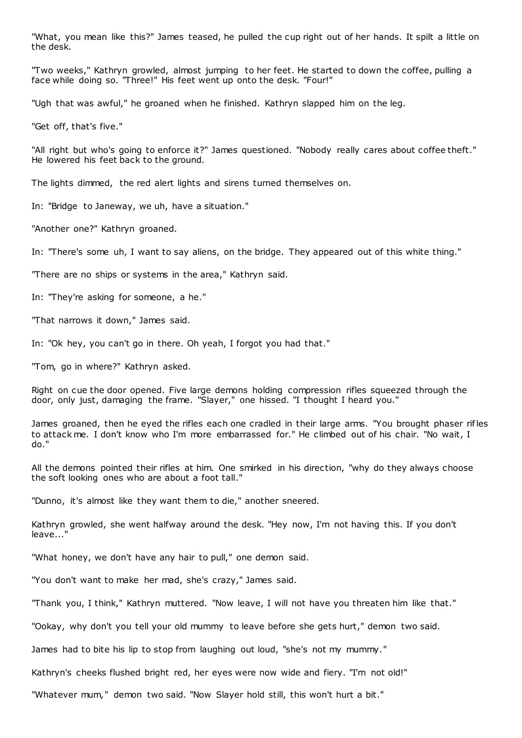"What, you mean like this?" James teased, he pulled the cup right out of her hands. It spilt a little on the desk.

"Two weeks," Kathryn growled, almost jumping to her feet. He started to down the coffee, pulling a face while doing so. "Three!" His feet went up onto the desk. "Four!"

"Ugh that was awful," he groaned when he finished. Kathryn slapped him on the leg.

"Get off, that's five."

"All right but who's going to enforce it?" James questioned. "Nobody really cares about coffee theft." He lowered his feet back to the ground.

The lights dimmed, the red alert lights and sirens turned themselves on.

In: "Bridge to Janeway, we uh, have a situation."

"Another one?" Kathryn groaned.

In: "There's some uh, I want to say aliens, on the bridge. They appeared out of this white thing."

"There are no ships or systems in the area," Kathryn said.

In: "They're asking for someone, a he."

"That narrows it down," James said.

In: "Ok hey, you can't go in there. Oh yeah, I forgot you had that."

"Tom, go in where?" Kathryn asked.

Right on cue the door opened. Five large demons holding compression rifles squeezed through the door, only just, damaging the frame. "Slayer," one hissed. "I thought I heard you."

James groaned, then he eyed the rifles each one cradled in their large arms. "You brought phaser rifles to attack me. I don't know who I'm more embarrassed for." He climbed out of his chair. "No wait, I do."

All the demons pointed their rifles at him. One smirked in his direction, "why do they always choose the soft looking ones who are about a foot tall."

"Dunno, it's almost like they want them to die," another sneered.

Kathryn growled, she went halfway around the desk. "Hey now, I'm not having this. If you don't leave..."

"What honey, we don't have any hair to pull," one demon said.

"You don't want to make her mad, she's crazy," James said.

"Thank you, I think," Kathryn muttered. "Now leave, I will not have you threaten him like that."

"Ookay, why don't you tell your old mummy to leave before she gets hurt," demon two said.

James had to bite his lip to stop from laughing out loud, "she's not my mummy."

Kathryn's cheeks flushed bright red, her eyes were now wide and fiery. "I'm not old!"

"Whatever mum," demon two said. "Now Slayer hold still, this won't hurt a bit."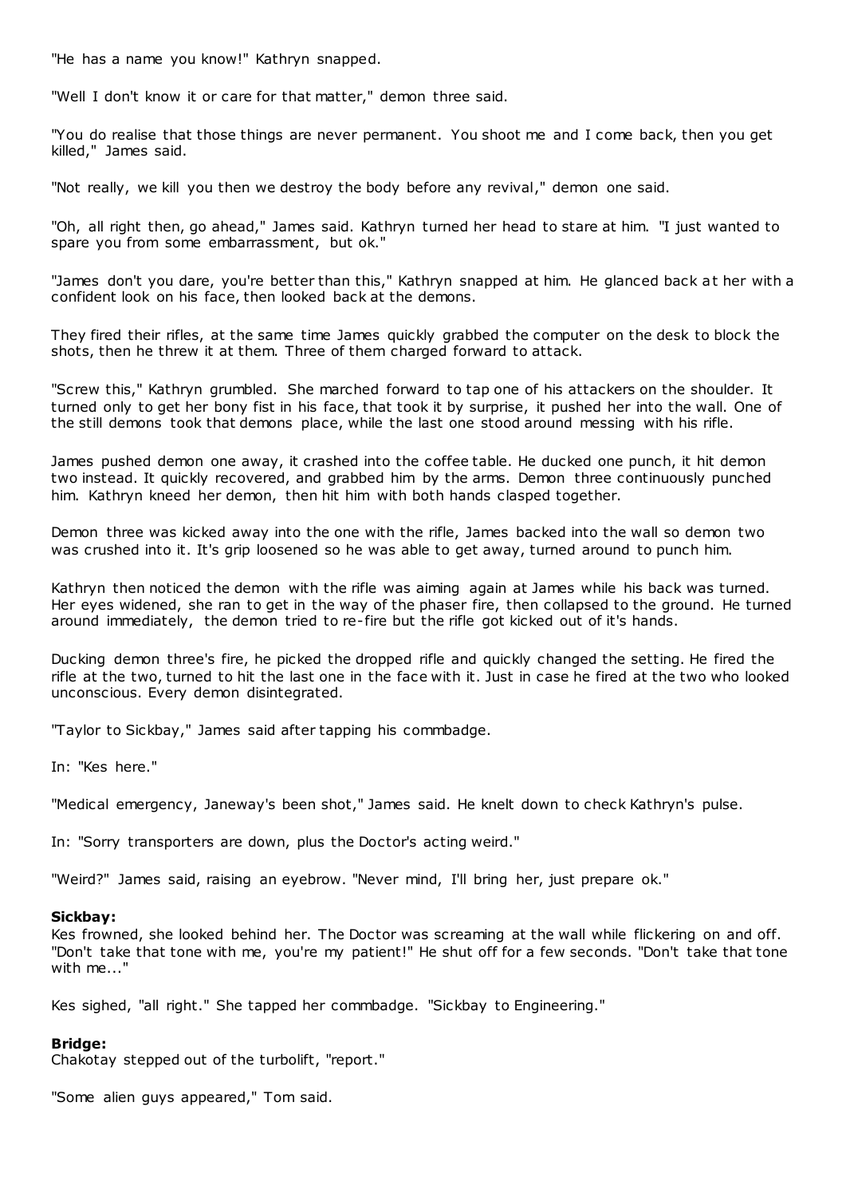"He has a name you know!" Kathryn snapped.

"Well I don't know it or care for that matter," demon three said.

"You do realise that those things are never permanent. You shoot me and I come back, then you get killed," James said.

"Not really, we kill you then we destroy the body before any revival," demon one said.

"Oh, all right then, go ahead," James said. Kathryn turned her head to stare at him. "I just wanted to spare you from some embarrassment, but ok."

"James don't you dare, you're better than this," Kathryn snapped at him. He glanced back at her with a confident look on his face, then looked back at the demons.

They fired their rifles, at the same time James quickly grabbed the computer on the desk to block the shots, then he threw it at them. Three of them charged forward to attack.

"Screw this," Kathryn grumbled. She marched forward to tap one of his attackers on the shoulder. It turned only to get her bony fist in his face, that took it by surprise, it pushed her into the wall. One of the still demons took that demons place, while the last one stood around messing with his rifle.

James pushed demon one away, it crashed into the coffee table. He ducked one punch, it hit demon two instead. It quickly recovered, and grabbed him by the arms. Demon three continuously punched him. Kathryn kneed her demon, then hit him with both hands clasped together.

Demon three was kicked away into the one with the rifle, James backed into the wall so demon two was crushed into it. It's grip loosened so he was able to get away, turned around to punch him.

Kathryn then noticed the demon with the rifle was aiming again at James while his back was turned. Her eyes widened, she ran to get in the way of the phaser fire, then collapsed to the ground. He turned around immediately, the demon tried to re-fire but the rifle got kicked out of it's hands.

Ducking demon three's fire, he picked the dropped rifle and quickly changed the setting. He fired the rifle at the two, turned to hit the last one in the face with it. Just in case he fired at the two who looked unconscious. Every demon disintegrated.

"Taylor to Sickbay," James said after tapping his commbadge.

In: "Kes here."

"Medical emergency, Janeway's been shot," James said. He knelt down to check Kathryn's pulse.

In: "Sorry transporters are down, plus the Doctor's acting weird."

"Weird?" James said, raising an eyebrow. "Never mind, I'll bring her, just prepare ok."

**Sickbay:**
Kes frowned, she looked behind her. The Doctor was screaming at the wall while flickering on and off. "Don't take that tone with me, you're my patient!" He shut off for a few seconds. "Don't take that tone with me..."

Kes sighed, "all right." She tapped her commbadge. "Sickbay to Engineering."

**Bridge:**
Chakotay stepped out of the turbolift, "report."

"Some alien guys appeared," Tom said.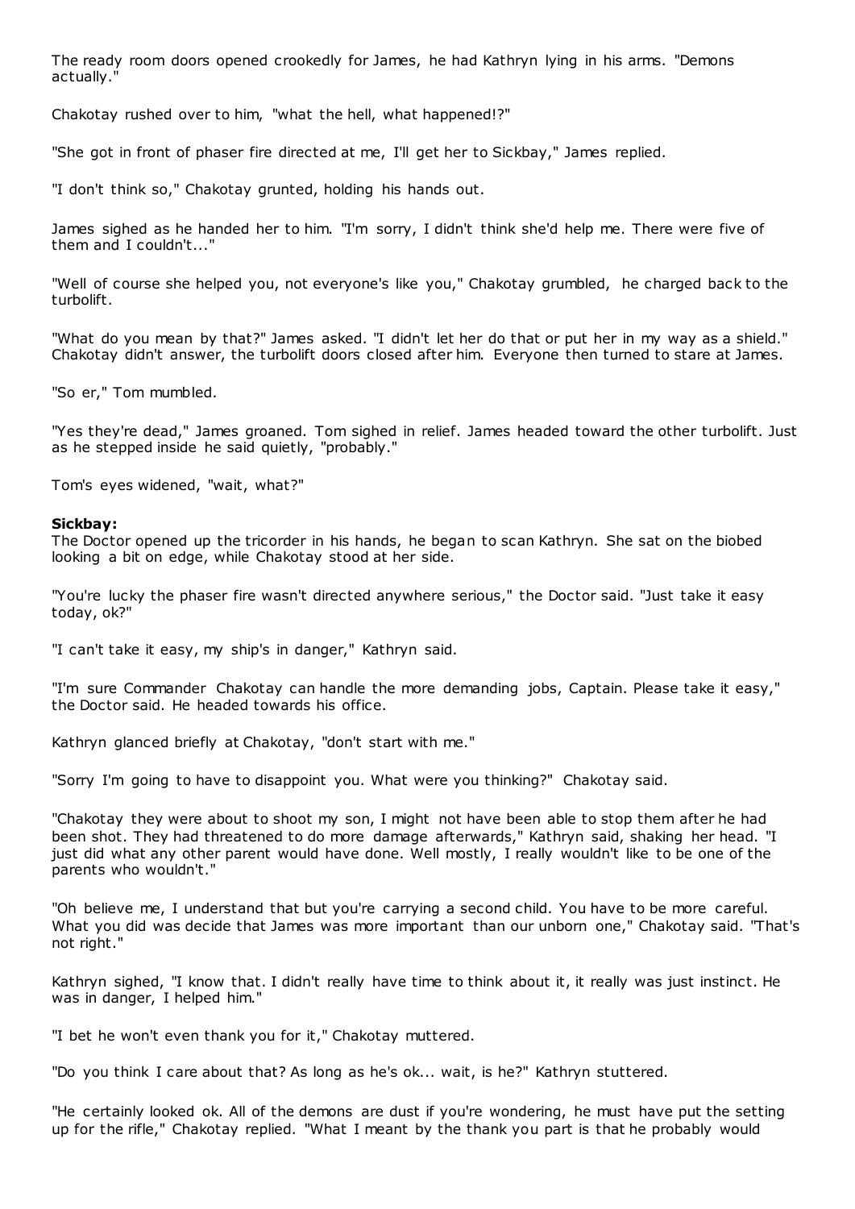The ready room doors opened crookedly for James, he had Kathryn lying in his arms. "Demons actually."

Chakotay rushed over to him, "what the hell, what happened!?"

"She got in front of phaser fire directed at me, I'll get her to Sickbay," James replied.

"I don't think so," Chakotay grunted, holding his hands out.

James sighed as he handed her to him. "I'm sorry, I didn't think she'd help me. There were five of them and I couldn't..."

"Well of course she helped you, not everyone's like you," Chakotay grumbled, he charged back to the turbolift.

"What do you mean by that?" James asked. "I didn't let her do that or put her in my way as a shield." Chakotay didn't answer, the turbolift doors closed after him. Everyone then turned to stare at James.

"So er," Tom mumbled.

"Yes they're dead," James groaned. Tom sighed in relief. James headed toward the other turbolift. Just as he stepped inside he said quietly, "probably."

Tom's eyes widened, "wait, what?"

**Sickbay:**
The Doctor opened up the tricorder in his hands, he began to scan Kathryn. She sat on the biobed looking a bit on edge, while Chakotay stood at her side.

"You're lucky the phaser fire wasn't directed anywhere serious," the Doctor said. "Just take it easy today, ok?"

"I can't take it easy, my ship's in danger," Kathryn said.

"I'm sure Commander Chakotay can handle the more demanding jobs, Captain. Please take it easy," the Doctor said. He headed towards his office.

Kathryn glanced briefly at Chakotay, "don't start with me."

"Sorry I'm going to have to disappoint you. What were you thinking?" Chakotay said.

"Chakotay they were about to shoot my son, I might not have been able to stop them after he had been shot. They had threatened to do more damage afterwards," Kathryn said, shaking her head. "I just did what any other parent would have done. Well mostly, I really wouldn't like to be one of the parents who wouldn't."

"Oh believe me, I understand that but you're carrying a second child. You have to be more careful. What you did was decide that James was more important than our unborn one," Chakotay said. "That's not right."

Kathryn sighed, "I know that. I didn't really have time to think about it, it really was just instinct. He was in danger, I helped him."

"I bet he won't even thank you for it," Chakotay muttered.

"Do you think I care about that? As long as he's ok... wait, is he?" Kathryn stuttered.

"He certainly looked ok. All of the demons are dust if you're wondering, he must have put the setting up for the rifle," Chakotay replied. "What I meant by the thank you part is that he probably would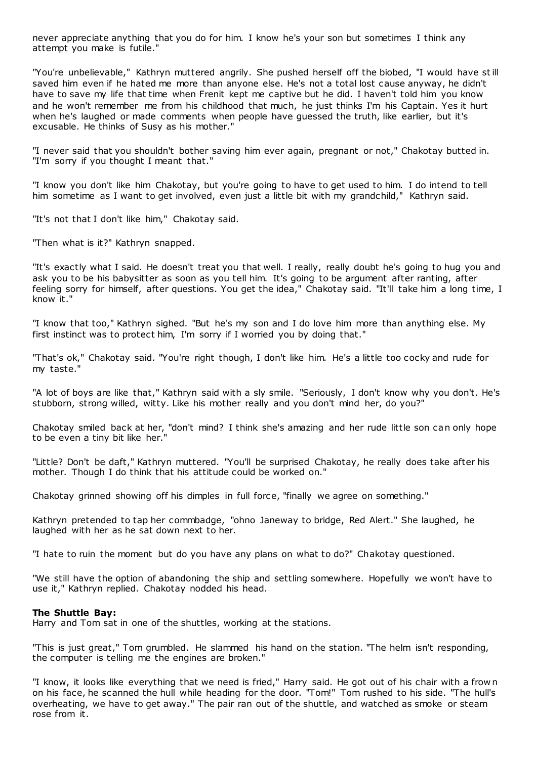never appreciate anything that you do for him. I know he's your son but sometimes I think any attempt you make is futile."

"You're unbelievable," Kathryn muttered angrily. She pushed herself off the biobed, "I would have still saved him even if he hated me more than anyone else. He's not a total lost cause anyway, he didn't have to save my life that time when Frenit kept me captive but he did. I haven't told him you know and he won't remember me from his childhood that much, he just thinks I'm his Captain. Yes it hurt when he's laughed or made comments when people have guessed the truth, like earlier, but it's excusable. He thinks of Susy as his mother."

"I never said that you shouldn't bother saving him ever again, pregnant or not," Chakotay butted in. "I'm sorry if you thought I meant that."

"I know you don't like him Chakotay, but you're going to have to get used to him. I do intend to tell him sometime as I want to get involved, even just a little bit with my grandchild," Kathryn said.

"It's not that I don't like him," Chakotay said.

"Then what is it?" Kathryn snapped.

"It's exactly what I said. He doesn't treat you that well. I really, really doubt he's going to hug you and ask you to be his babysitter as soon as you tell him. It's going to be argument after ranting, after feeling sorry for himself, after questions. You get the idea," Chakotay said. "It'll take him a long time, I know it."

"I know that too," Kathryn sighed. "But he's my son and I do love him more than anything else. My first instinct was to protect him, I'm sorry if I worried you by doing that."

"That's ok," Chakotay said. "You're right though, I don't like him. He's a little too cocky and rude for my taste."

"A lot of boys are like that," Kathryn said with a sly smile. "Seriously, I don't know why you don't. He's stubborn, strong willed, witty. Like his mother really and you don't mind her, do you?"

Chakotay smiled back at her, "don't mind? I think she's amazing and her rude little son can only hope to be even a tiny bit like her."

"Little? Don't be daft," Kathryn muttered. "You'll be surprised Chakotay, he really does take after his mother. Though I do think that his attitude could be worked on."

Chakotay grinned showing off his dimples in full force, "finally we agree on something."

Kathryn pretended to tap her commbadge, "ohno Janeway to bridge, Red Alert." She laughed, he laughed with her as he sat down next to her.

"I hate to ruin the moment but do you have any plans on what to do?" Chakotay questioned.

"We still have the option of abandoning the ship and settling somewhere. Hopefully we won't have to use it," Kathryn replied. Chakotay nodded his head.

**The Shuttle Bay:**
Harry and Tom sat in one of the shuttles, working at the stations.

"This is just great," Tom grumbled. He slammed his hand on the station. "The helm isn't responding, the computer is telling me the engines are broken."

"I know, it looks like everything that we need is fried," Harry said. He got out of his chair with a frown on his face, he scanned the hull while heading for the door. "Tom!" Tom rushed to his side. "The hull's overheating, we have to get away." The pair ran out of the shuttle, and watched as smoke or steam rose from it.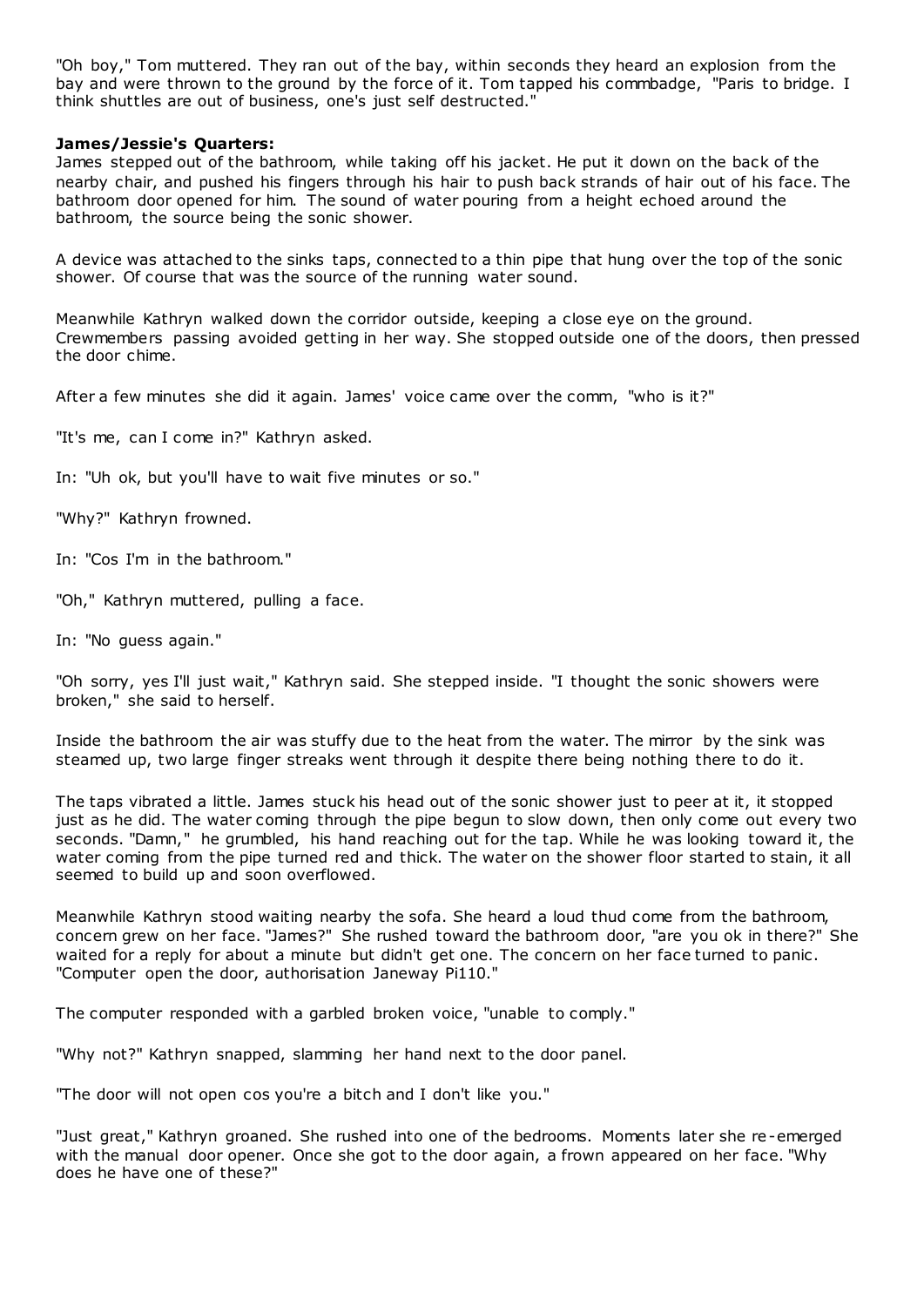"Oh boy," Tom muttered. They ran out of the bay, within seconds they heard an explosion from the bay and were thrown to the ground by the force of it. Tom tapped his commbadge, "Paris to bridge. I think shuttles are out of business, one's just self destructed."

**James/Jessie's Quarters:**

James stepped out of the bathroom, while taking off his jacket. He put it down on the back of the nearby chair, and pushed his fingers through his hair to push back strands of hair out of his face. The bathroom door opened for him. The sound of water pouring from a height echoed around the bathroom, the source being the sonic shower.

A device was attached to the sinks taps, connected to a thin pipe that hung over the top of the sonic shower. Of course that was the source of the running water sound.

Meanwhile Kathryn walked down the corridor outside, keeping a close eye on the ground. Crewmembers passing avoided getting in her way. She stopped outside one of the doors, then pressed the door chime.

After a few minutes she did it again. James' voice came over the comm, "who is it?"

"It's me, can I come in?" Kathryn asked.

In: "Uh ok, but you'll have to wait five minutes or so."

"Why?" Kathryn frowned.

In: "Cos I'm in the bathroom."

"Oh," Kathryn muttered, pulling a face.

In: "No guess again."

"Oh sorry, yes I'll just wait," Kathryn said. She stepped inside. "I thought the sonic showers were broken," she said to herself.

Inside the bathroom the air was stuffy due to the heat from the water. The mirror by the sink was steamed up, two large finger streaks went through it despite there being nothing there to do it.

The taps vibrated a little. James stuck his head out of the sonic shower just to peer at it, it stopped just as he did. The water coming through the pipe begun to slow down, then only come out every two seconds. "Damn," he grumbled, his hand reaching out for the tap. While he was looking toward it, the water coming from the pipe turned red and thick. The water on the shower floor started to stain, it all seemed to build up and soon overflowed.

Meanwhile Kathryn stood waiting nearby the sofa. She heard a loud thud come from the bathroom, concern grew on her face. "James?" She rushed toward the bathroom door, "are you ok in there?" She waited for a reply for about a minute but didn't get one. The concern on her face turned to panic. "Computer open the door, authorisation Janeway Pi110."

The computer responded with a garbled broken voice, "unable to comply."

"Why not?" Kathryn snapped, slamming her hand next to the door panel.

"The door will not open cos you're a bitch and I don't like you."

"Just great," Kathryn groaned. She rushed into one of the bedrooms. Moments later she re-emerged with the manual door opener. Once she got to the door again, a frown appeared on her face. "Why does he have one of these?"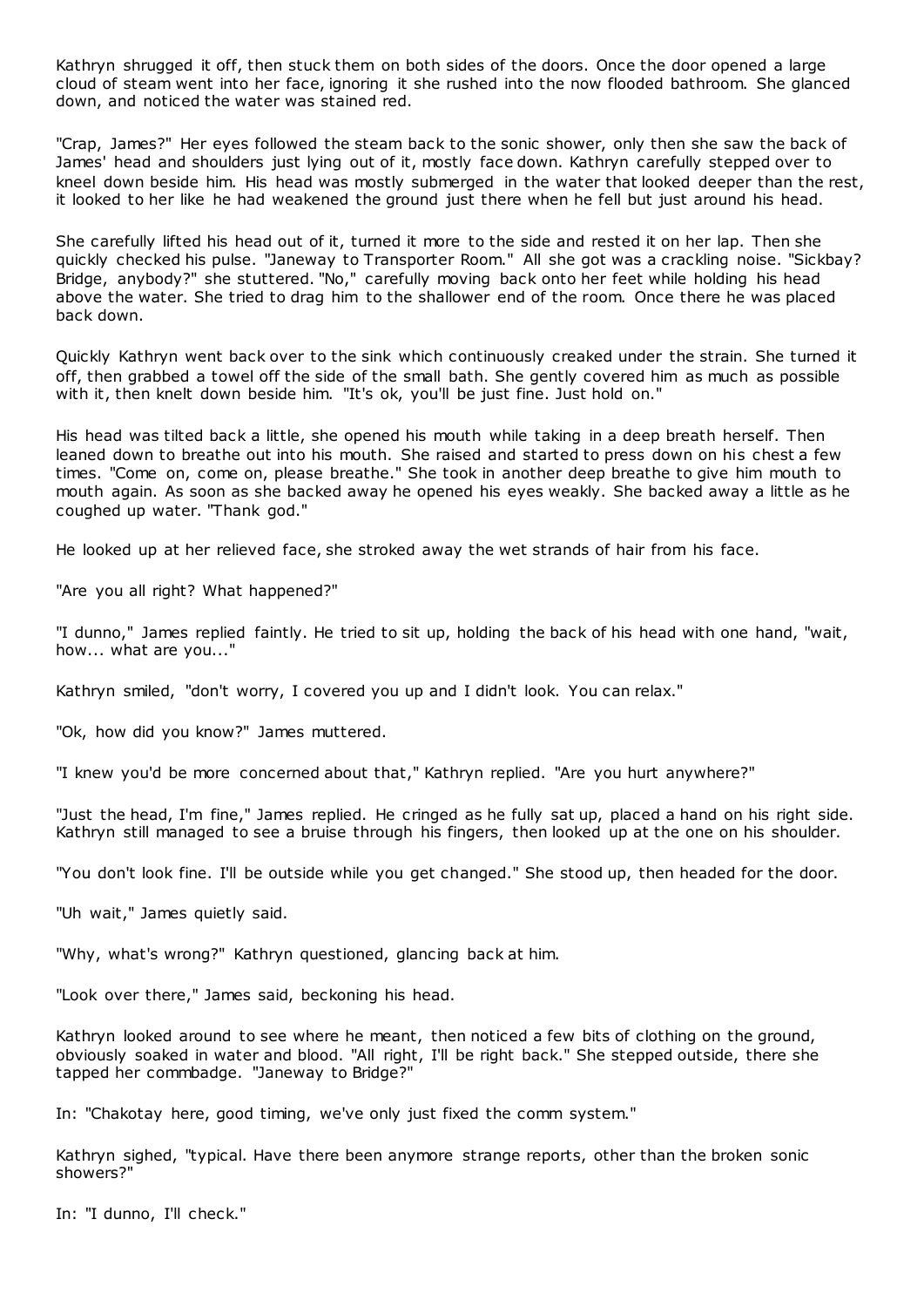Kathryn shrugged it off, then stuck them on both sides of the doors. Once the door opened a large cloud of steam went into her face, ignoring it she rushed into the now flooded bathroom. She glanced down, and noticed the water was stained red.

"Crap, James?" Her eyes followed the steam back to the sonic shower, only then she saw the back of James' head and shoulders just lying out of it, mostly face down. Kathryn carefully stepped over to kneel down beside him. His head was mostly submerged in the water that looked deeper than the rest, it looked to her like he had weakened the ground just there when he fell but just around his head.

She carefully lifted his head out of it, turned it more to the side and rested it on her lap. Then she quickly checked his pulse. "Janeway to Transporter Room." All she got was a crackling noise. "Sickbay? Bridge, anybody?" she stuttered. "No," carefully moving back onto her feet while holding his head above the water. She tried to drag him to the shallower end of the room. Once there he was placed back down.

Quickly Kathryn went back over to the sink which continuously creaked under the strain. She turned it off, then grabbed a towel off the side of the small bath. She gently covered him as much as possible with it, then knelt down beside him. "It's ok, you'll be just fine. Just hold on."

His head was tilted back a little, she opened his mouth while taking in a deep breath herself. Then leaned down to breathe out into his mouth. She raised and started to press down on his chest a few times. "Come on, come on, please breathe." She took in another deep breathe to give him mouth to mouth again. As soon as she backed away he opened his eyes weakly. She backed away a little as he coughed up water. "Thank god."

He looked up at her relieved face, she stroked away the wet strands of hair from his face.

"Are you all right? What happened?"

"I dunno," James replied faintly. He tried to sit up, holding the back of his head with one hand, "wait, how... what are you..."

Kathryn smiled, "don't worry, I covered you up and I didn't look. You can relax."

"Ok, how did you know?" James muttered.

"I knew you'd be more concerned about that," Kathryn replied. "Are you hurt anywhere?"

"Just the head, I'm fine," James replied. He cringed as he fully sat up, placed a hand on his right side. Kathryn still managed to see a bruise through his fingers, then looked up at the one on his shoulder.

"You don't look fine. I'll be outside while you get changed." She stood up, then headed for the door.

"Uh wait," James quietly said.

"Why, what's wrong?" Kathryn questioned, glancing back at him.

"Look over there," James said, beckoning his head.

Kathryn looked around to see where he meant, then noticed a few bits of clothing on the ground, obviously soaked in water and blood. "All right, I'll be right back." She stepped outside, there she tapped her commbadge. "Janeway to Bridge?"

In: "Chakotay here, good timing, we've only just fixed the comm system."

Kathryn sighed, "typical. Have there been anymore strange reports, other than the broken sonic showers?"

In: "I dunno, I'll check."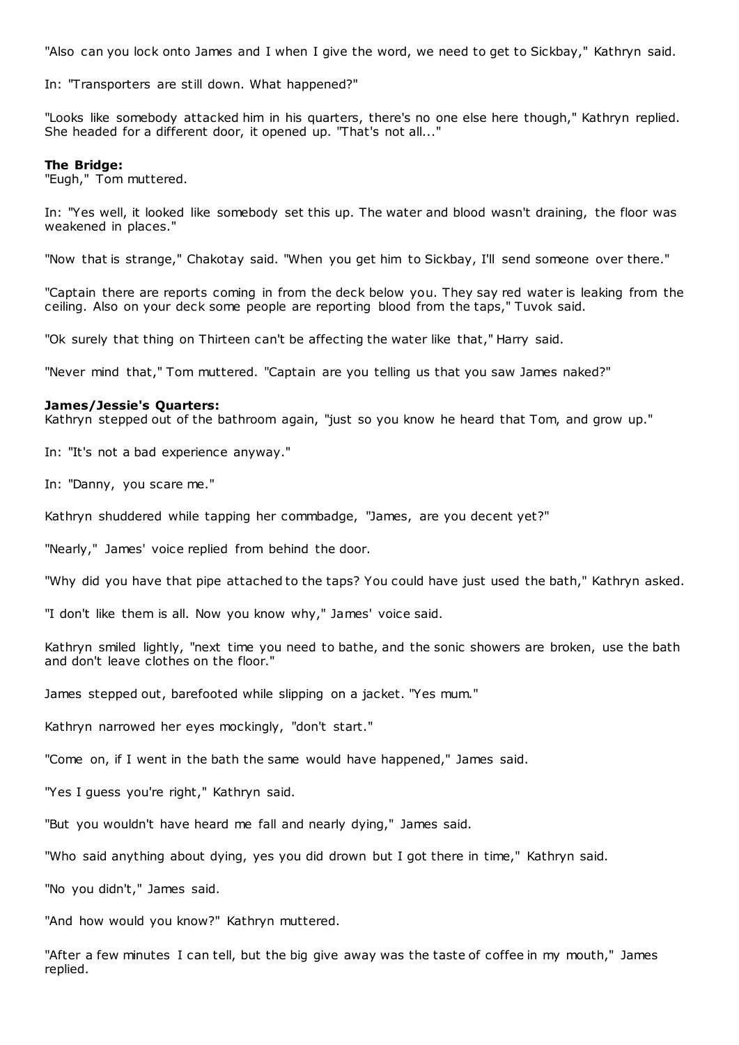"Also can you lock onto James and I when I give the word, we need to get to Sickbay," Kathryn said.

In: "Transporters are still down. What happened?"

"Looks like somebody attacked him in his quarters, there's no one else here though," Kathryn replied. She headed for a different door, it opened up. "That's not all..."

**The Bridge:**
"Eugh," Tom muttered.

In: "Yes well, it looked like somebody set this up. The water and blood wasn't draining, the floor was weakened in places."

"Now that is strange," Chakotay said. "When you get him to Sickbay, I'll send someone over there."

"Captain there are reports coming in from the deck below you. They say red water is leaking from the ceiling. Also on your deck some people are reporting blood from the taps," Tuvok said.

"Ok surely that thing on Thirteen can't be affecting the water like that," Harry said.

"Never mind that," Tom muttered. "Captain are you telling us that you saw James naked?"

**James/Jessie's Quarters:**
Kathryn stepped out of the bathroom again, "just so you know he heard that Tom, and grow up."

In: "It's not a bad experience anyway."

In: "Danny, you scare me."

Kathryn shuddered while tapping her commbadge, "James, are you decent yet?"

"Nearly," James' voice replied from behind the door.

"Why did you have that pipe attached to the taps? You could have just used the bath," Kathryn asked.

"I don't like them is all. Now you know why," James' voice said.

Kathryn smiled lightly, "next time you need to bathe, and the sonic showers are broken, use the bath and don't leave clothes on the floor."

James stepped out, barefooted while slipping on a jacket. "Yes mum."

Kathryn narrowed her eyes mockingly, "don't start."

"Come on, if I went in the bath the same would have happened," James said.

"Yes I guess you're right," Kathryn said.

"But you wouldn't have heard me fall and nearly dying," James said.

"Who said anything about dying, yes you did drown but I got there in time," Kathryn said.

"No you didn't," James said.

"And how would you know?" Kathryn muttered.

"After a few minutes I can tell, but the big give away was the taste of coffee in my mouth," James replied.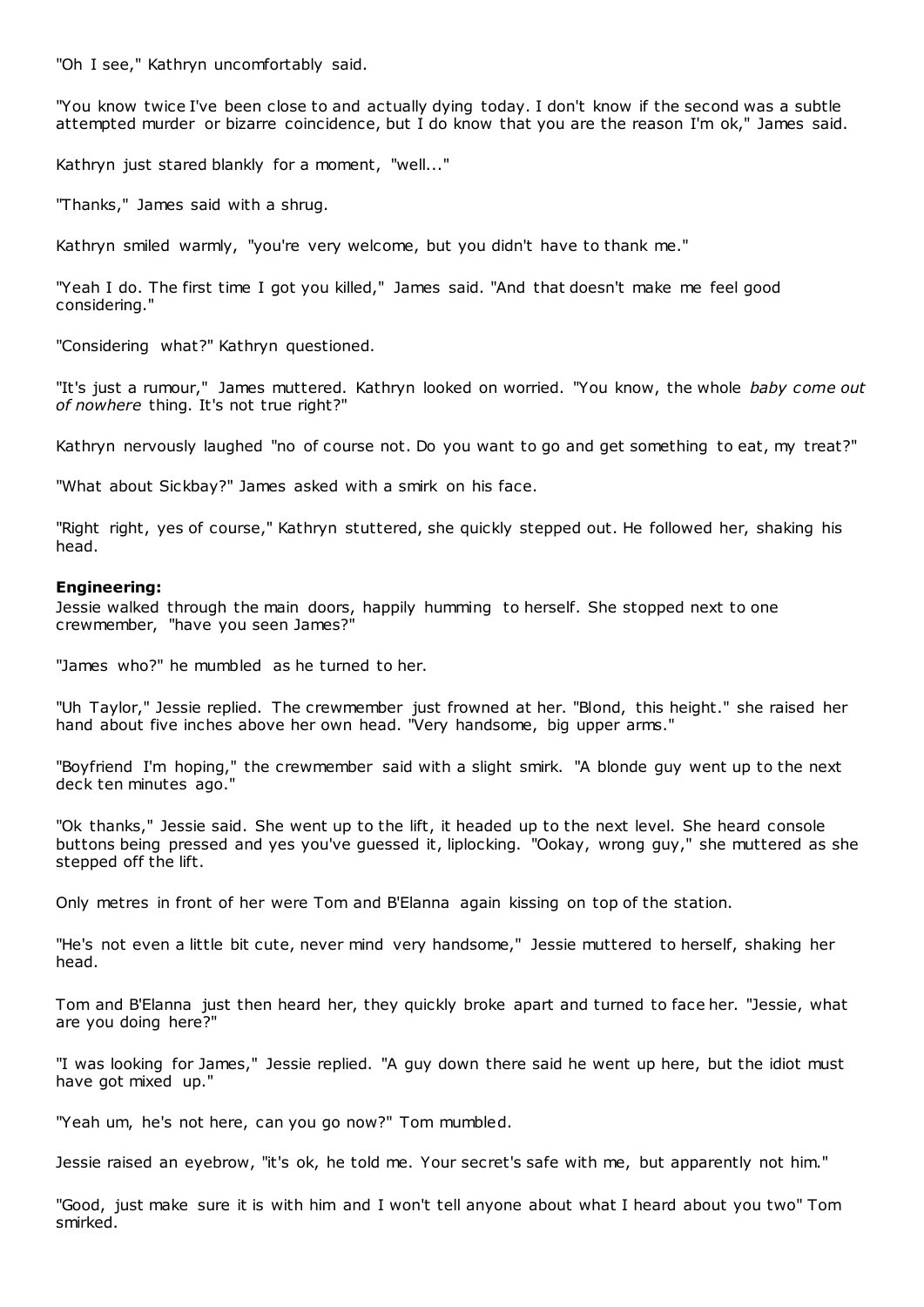"Oh I see," Kathryn uncomfortably said.

"You know twice I've been close to and actually dying today. I don't know if the second was a subtle attempted murder or bizarre coincidence, but I do know that you are the reason I'm ok," James said.

Kathryn just stared blankly for a moment, "well..."

"Thanks," James said with a shrug.

Kathryn smiled warmly, "you're very welcome, but you didn't have to thank me."

"Yeah I do. The first time I got you killed," James said. "And that doesn't make me feel good considering."

"Considering what?" Kathryn questioned.

"It's just a rumour," James muttered. Kathryn looked on worried. "You know, the whole *baby come out of nowhere* thing. It's not true right?"

Kathryn nervously laughed "no of course not. Do you want to go and get something to eat, my treat?"

"What about Sickbay?" James asked with a smirk on his face.

"Right right, yes of course," Kathryn stuttered, she quickly stepped out. He followed her, shaking his head.

**Engineering:**
Jessie walked through the main doors, happily humming to herself. She stopped next to one crewmember, "have you seen James?"

"James who?" he mumbled as he turned to her.

"Uh Taylor," Jessie replied. The crewmember just frowned at her. "Blond, this height." she raised her hand about five inches above her own head. "Very handsome, big upper arms."

"Boyfriend I'm hoping," the crewmember said with a slight smirk. "A blonde guy went up to the next deck ten minutes ago."

"Ok thanks," Jessie said. She went up to the lift, it headed up to the next level. She heard console buttons being pressed and yes you've guessed it, liplocking. "Ookay, wrong guy," she muttered as she stepped off the lift.

Only metres in front of her were Tom and B'Elanna again kissing on top of the station.

"He's not even a little bit cute, never mind very handsome," Jessie muttered to herself, shaking her head.

Tom and B'Elanna just then heard her, they quickly broke apart and turned to face her. "Jessie, what are you doing here?"

"I was looking for James," Jessie replied. "A guy down there said he went up here, but the idiot must have got mixed up."

"Yeah um, he's not here, can you go now?" Tom mumbled.

Jessie raised an eyebrow, "it's ok, he told me. Your secret's safe with me, but apparently not him."

"Good, just make sure it is with him and I won't tell anyone about what I heard about you two" Tom smirked.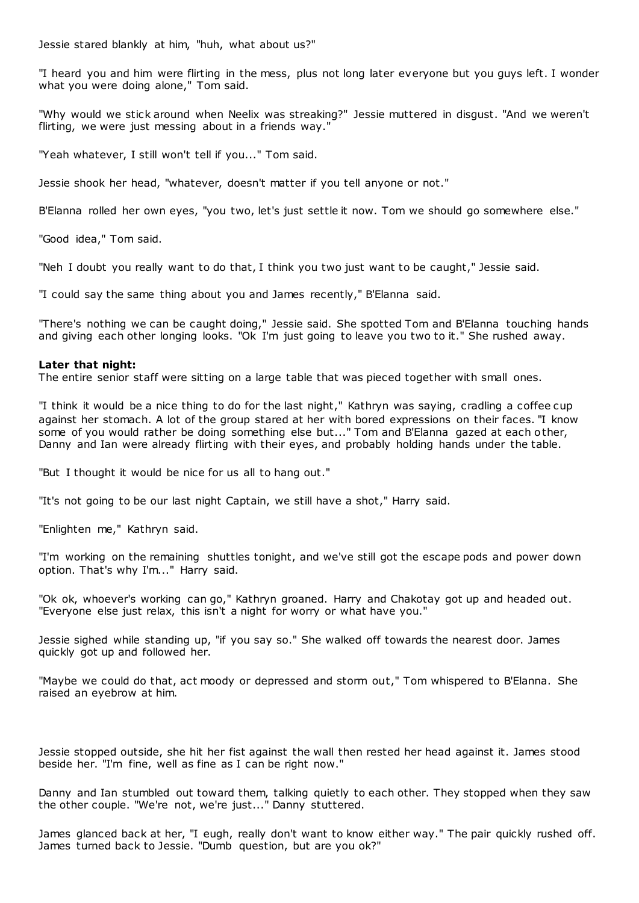Jessie stared blankly at him, "huh, what about us?"

"I heard you and him were flirting in the mess, plus not long later everyone but you guys left. I wonder what you were doing alone," Tom said.

"Why would we stick around when Neelix was streaking?" Jessie muttered in disgust. "And we weren't flirting, we were just messing about in a friends way."

"Yeah whatever, I still won't tell if you..." Tom said.

Jessie shook her head, "whatever, doesn't matter if you tell anyone or not."

B'Elanna rolled her own eyes, "you two, let's just settle it now. Tom we should go somewhere else."

"Good idea," Tom said.

"Neh I doubt you really want to do that, I think you two just want to be caught," Jessie said.

"I could say the same thing about you and James recently," B'Elanna said.

"There's nothing we can be caught doing," Jessie said. She spotted Tom and B'Elanna touching hands and giving each other longing looks. "Ok I'm just going to leave you two to it." She rushed away.

**Later that night:**
The entire senior staff were sitting on a large table that was pieced together with small ones.

"I think it would be a nice thing to do for the last night," Kathryn was saying, cradling a coffee cup against her stomach. A lot of the group stared at her with bored expressions on their faces. "I know some of you would rather be doing something else but..." Tom and B'Elanna gazed at each other, Danny and Ian were already flirting with their eyes, and probably holding hands under the table.

"But I thought it would be nice for us all to hang out."

"It's not going to be our last night Captain, we still have a shot," Harry said.

"Enlighten me," Kathryn said.

"I'm working on the remaining shuttles tonight, and we've still got the escape pods and power down option. That's why I'm..." Harry said.

"Ok ok, whoever's working can go," Kathryn groaned. Harry and Chakotay got up and headed out. "Everyone else just relax, this isn't a night for worry or what have you."

Jessie sighed while standing up, "if you say so." She walked off towards the nearest door. James quickly got up and followed her.

"Maybe we could do that, act moody or depressed and storm out," Tom whispered to B'Elanna. She raised an eyebrow at him.

Jessie stopped outside, she hit her fist against the wall then rested her head against it. James stood beside her. "I'm fine, well as fine as I can be right now."

Danny and Ian stumbled out toward them, talking quietly to each other. They stopped when they saw the other couple. "We're not, we're just..." Danny stuttered.

James glanced back at her, "I eugh, really don't want to know either way." The pair quickly rushed off. James turned back to Jessie. "Dumb question, but are you ok?"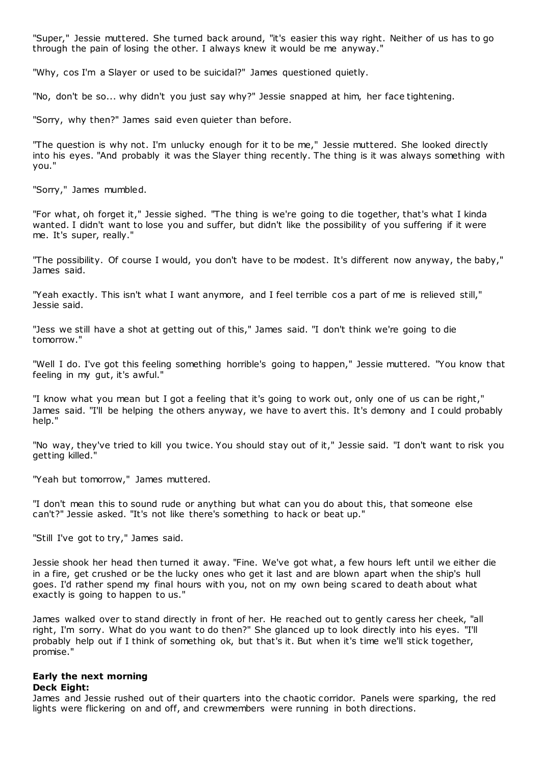"Super," Jessie muttered. She turned back around, "it's easier this way right. Neither of us has to go through the pain of losing the other. I always knew it would be me anyway."

"Why, cos I'm a Slayer or used to be suicidal?" James questioned quietly.

"No, don't be so... why didn't you just say why?" Jessie snapped at him, her face tightening.

"Sorry, why then?" James said even quieter than before.

"The question is why not. I'm unlucky enough for it to be me," Jessie muttered. She looked directly into his eyes. "And probably it was the Slayer thing recently. The thing is it was always something with you."

"Sorry," James mumbled.

"For what, oh forget it," Jessie sighed. "The thing is we're going to die together, that's what I kinda wanted. I didn't want to lose you and suffer, but didn't like the possibility of you suffering if it were me. It's super, really."

"The possibility. Of course I would, you don't have to be modest. It's different now anyway, the baby," James said.

"Yeah exactly. This isn't what I want anymore, and I feel terrible cos a part of me is relieved still," Jessie said.

"Jess we still have a shot at getting out of this," James said. "I don't think we're going to die tomorrow."

"Well I do. I've got this feeling something horrible's going to happen," Jessie muttered. "You know that feeling in my gut, it's awful."

"I know what you mean but I got a feeling that it's going to work out, only one of us can be right," James said. "I'll be helping the others anyway, we have to avert this. It's demony and I could probably help."

"No way, they've tried to kill you twice. You should stay out of it," Jessie said. "I don't want to risk you getting killed."

"Yeah but tomorrow," James muttered.

"I don't mean this to sound rude or anything but what can you do about this, that someone else can't?" Jessie asked. "It's not like there's something to hack or beat up."

"Still I've got to try," James said.

Jessie shook her head then turned it away. "Fine. We've got what, a few hours left until we either die in a fire, get crushed or be the lucky ones who get it last and are blown apart when the ship's hull goes. I'd rather spend my final hours with you, not on my own being scared to death about what exactly is going to happen to us."

James walked over to stand directly in front of her. He reached out to gently caress her cheek, "all right, I'm sorry. What do you want to do then?" She glanced up to look directly into his eyes. "I'll probably help out if I think of something ok, but that's it. But when it's time we'll stick together, promise."

**Early the next morning**
**Deck Eight:**
James and Jessie rushed out of their quarters into the chaotic corridor. Panels were sparking, the red lights were flickering on and off, and crewmembers were running in both directions.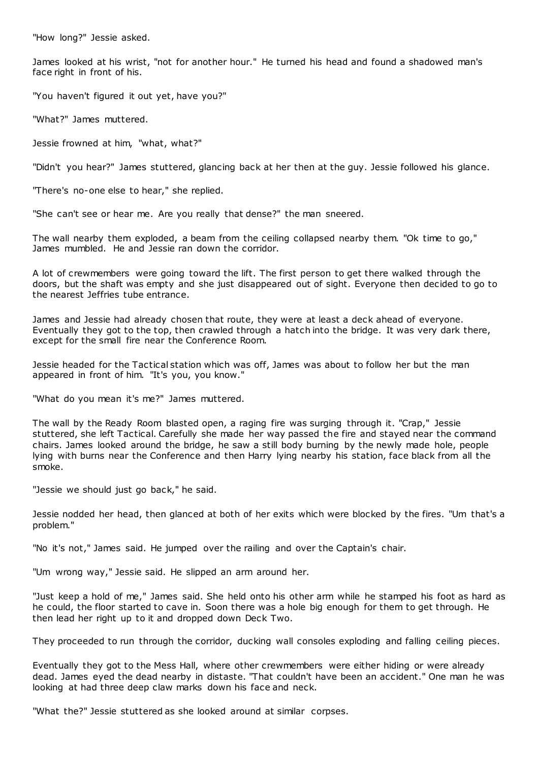"How long?" Jessie asked.

James looked at his wrist, "not for another hour." He turned his head and found a shadowed man's face right in front of his.

"You haven't figured it out yet, have you?"

"What?" James muttered.

Jessie frowned at him, "what, what?"

"Didn't you hear?" James stuttered, glancing back at her then at the guy. Jessie followed his glance.

"There's no-one else to hear," she replied.

"She can't see or hear me. Are you really that dense?" the man sneered.

The wall nearby them exploded, a beam from the ceiling collapsed nearby them. "Ok time to go," James mumbled. He and Jessie ran down the corridor.

A lot of crewmembers were going toward the lift. The first person to get there walked through the doors, but the shaft was empty and she just disappeared out of sight. Everyone then decided to go to the nearest Jeffries tube entrance.

James and Jessie had already chosen that route, they were at least a deck ahead of everyone. Eventually they got to the top, then crawled through a hatch into the bridge. It was very dark there, except for the small fire near the Conference Room.

Jessie headed for the Tactical station which was off, James was about to follow her but the man appeared in front of him. "It's you, you know."

"What do you mean it's me?" James muttered.

The wall by the Ready Room blasted open, a raging fire was surging through it. "Crap," Jessie stuttered, she left Tactical. Carefully she made her way passed the fire and stayed near the command chairs. James looked around the bridge, he saw a still body burning by the newly made hole, people lying with burns near the Conference and then Harry lying nearby his station, face black from all the smoke.

"Jessie we should just go back," he said.

Jessie nodded her head, then glanced at both of her exits which were blocked by the fires. "Um that's a problem."

"No it's not," James said. He jumped over the railing and over the Captain's chair.

"Um wrong way," Jessie said. He slipped an arm around her.

"Just keep a hold of me," James said. She held onto his other arm while he stamped his foot as hard as he could, the floor started to cave in. Soon there was a hole big enough for them to get through. He then lead her right up to it and dropped down Deck Two.

They proceeded to run through the corridor, ducking wall consoles exploding and falling ceiling pieces.

Eventually they got to the Mess Hall, where other crewmembers were either hiding or were already dead. James eyed the dead nearby in distaste. "That couldn't have been an accident." One man he was looking at had three deep claw marks down his face and neck.

"What the?" Jessie stuttered as she looked around at similar corpses.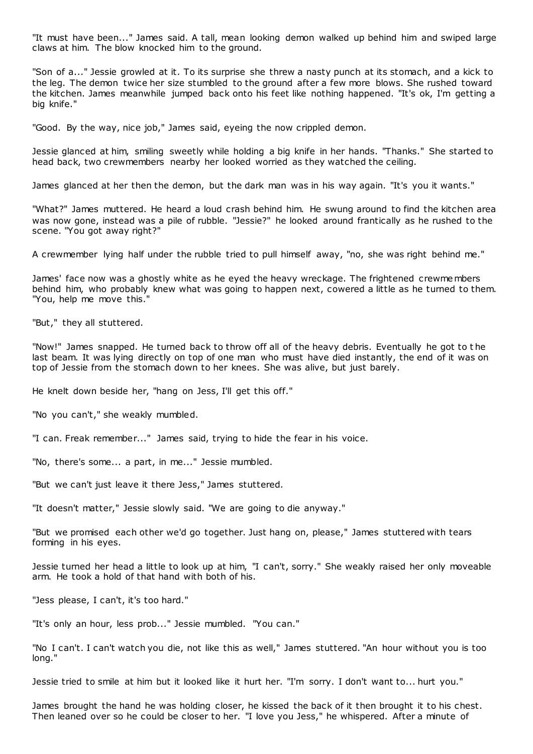"It must have been..." James said. A tall, mean looking demon walked up behind him and swiped large claws at him. The blow knocked him to the ground.

"Son of a..." Jessie growled at it. To its surprise she threw a nasty punch at its stomach, and a kick to the leg. The demon twice her size stumbled to the ground after a few more blows. She rushed toward the kitchen. James meanwhile jumped back onto his feet like nothing happened. "It's ok, I'm getting a big knife."

"Good. By the way, nice job," James said, eyeing the now crippled demon.

Jessie glanced at him, smiling sweetly while holding a big knife in her hands. "Thanks." She started to head back, two crewmembers nearby her looked worried as they watched the ceiling.

James glanced at her then the demon, but the dark man was in his way again. "It's you it wants."

"What?" James muttered. He heard a loud crash behind him. He swung around to find the kitchen area was now gone, instead was a pile of rubble. "Jessie?" he looked around frantically as he rushed to the scene. "You got away right?"

A crewmember lying half under the rubble tried to pull himself away, "no, she was right behind me."

James' face now was a ghostly white as he eyed the heavy wreckage. The frightened crewmembers behind him, who probably knew what was going to happen next, cowered a little as he turned to them. "You, help me move this."

"But," they all stuttered.

"Now!" James snapped. He turned back to throw off all of the heavy debris. Eventually he got to the last beam. It was lying directly on top of one man who must have died instantly, the end of it was on top of Jessie from the stomach down to her knees. She was alive, but just barely.

He knelt down beside her, "hang on Jess, I'll get this off."

"No you can't," she weakly mumbled.

"I can. Freak remember..." James said, trying to hide the fear in his voice.

"No, there's some... a part, in me..." Jessie mumbled.

"But we can't just leave it there Jess," James stuttered.

"It doesn't matter," Jessie slowly said. "We are going to die anyway."

"But we promised each other we'd go together. Just hang on, please," James stuttered with tears forming in his eyes.

Jessie turned her head a little to look up at him, "I can't, sorry." She weakly raised her only moveable arm. He took a hold of that hand with both of his.

"Jess please, I can't, it's too hard."

"It's only an hour, less prob..." Jessie mumbled. "You can."

"No I can't. I can't watch you die, not like this as well," James stuttered. "An hour without you is too long."

Jessie tried to smile at him but it looked like it hurt her. "I'm sorry. I don't want to... hurt you."

James brought the hand he was holding closer, he kissed the back of it then brought it to his chest. Then leaned over so he could be closer to her. "I love you Jess," he whispered. After a minute of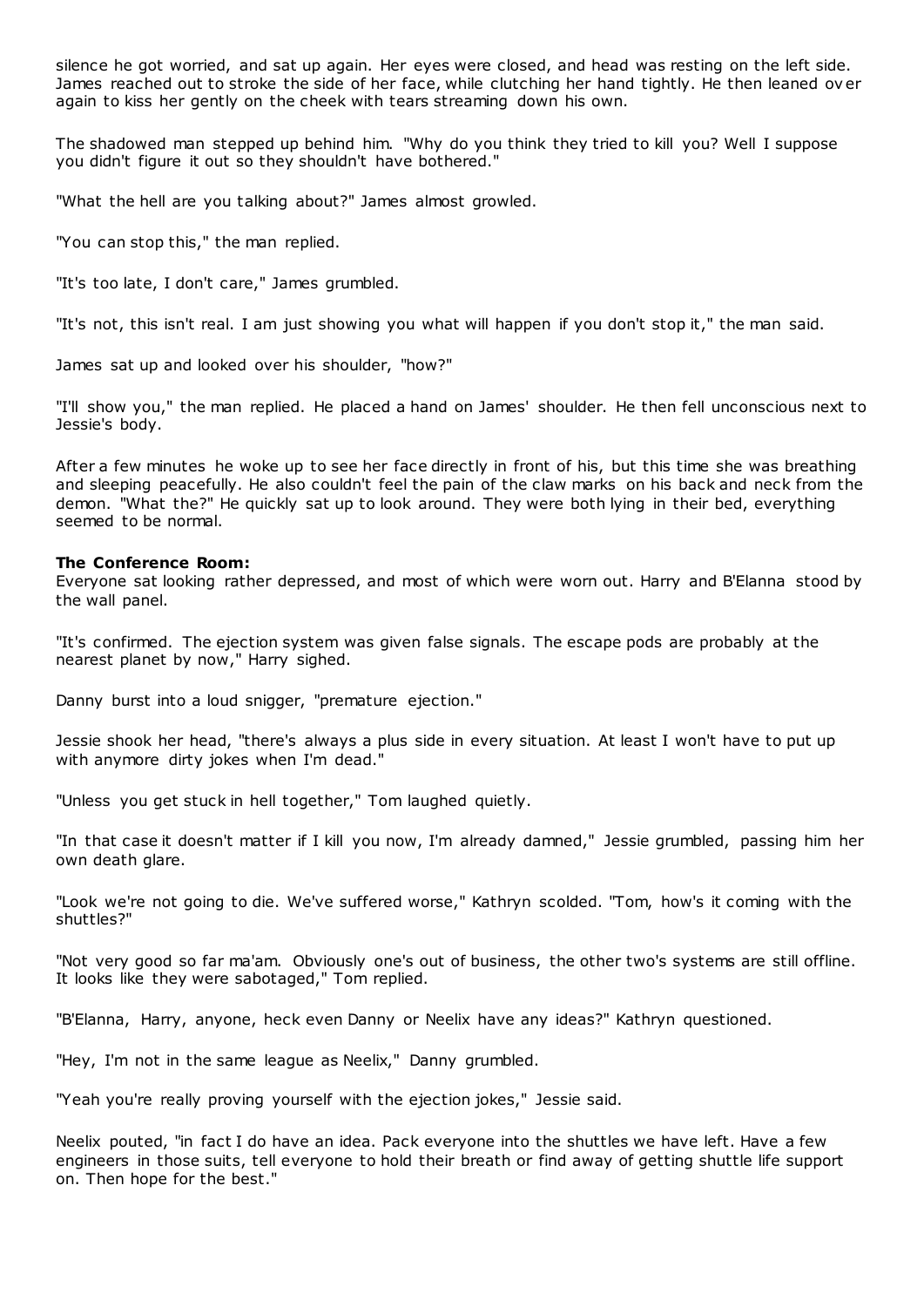silence he got worried, and sat up again. Her eyes were closed, and head was resting on the left side. James reached out to stroke the side of her face, while clutching her hand tightly. He then leaned over again to kiss her gently on the cheek with tears streaming down his own.

The shadowed man stepped up behind him. "Why do you think they tried to kill you? Well I suppose you didn't figure it out so they shouldn't have bothered."

"What the hell are you talking about?" James almost growled.

"You can stop this," the man replied.

"It's too late, I don't care," James grumbled.

"It's not, this isn't real. I am just showing you what will happen if you don't stop it," the man said.

James sat up and looked over his shoulder, "how?"

"I'll show you," the man replied. He placed a hand on James' shoulder. He then fell unconscious next to Jessie's body.

After a few minutes he woke up to see her face directly in front of his, but this time she was breathing and sleeping peacefully. He also couldn't feel the pain of the claw marks on his back and neck from the demon. "What the?" He quickly sat up to look around. They were both lying in their bed, everything seemed to be normal.

**The Conference Room:**
Everyone sat looking rather depressed, and most of which were worn out. Harry and B'Elanna stood by the wall panel.

"It's confirmed. The ejection system was given false signals. The escape pods are probably at the nearest planet by now," Harry sighed.

Danny burst into a loud snigger, "premature ejection."

Jessie shook her head, "there's always a plus side in every situation. At least I won't have to put up with anymore dirty jokes when I'm dead."

"Unless you get stuck in hell together," Tom laughed quietly.

"In that case it doesn't matter if I kill you now, I'm already damned," Jessie grumbled, passing him her own death glare.

"Look we're not going to die. We've suffered worse," Kathryn scolded. "Tom, how's it coming with the shuttles?"

"Not very good so far ma'am. Obviously one's out of business, the other two's systems are still offline. It looks like they were sabotaged," Tom replied.

"B'Elanna, Harry, anyone, heck even Danny or Neelix have any ideas?" Kathryn questioned.

"Hey, I'm not in the same league as Neelix," Danny grumbled.

"Yeah you're really proving yourself with the ejection jokes," Jessie said.

Neelix pouted, "in fact I do have an idea. Pack everyone into the shuttles we have left. Have a few engineers in those suits, tell everyone to hold their breath or find away of getting shuttle life support on. Then hope for the best."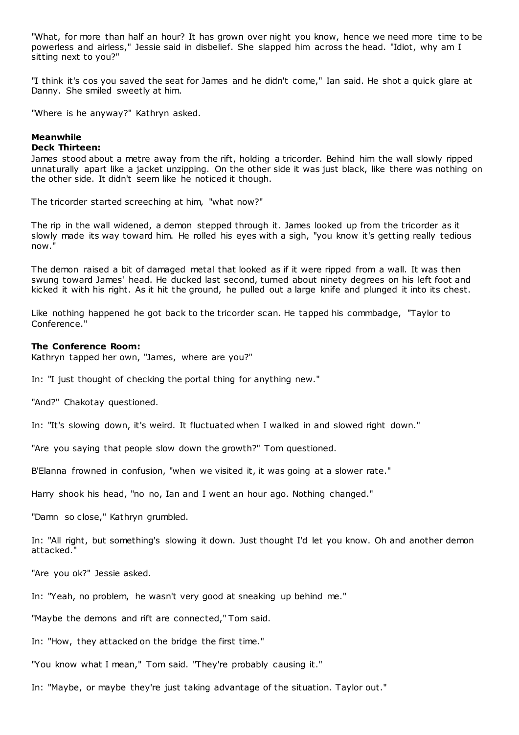"What, for more than half an hour? It has grown over night you know, hence we need more time to be powerless and airless," Jessie said in disbelief. She slapped him across the head. "Idiot, why am I sitting next to you?"

"I think it's cos you saved the seat for James and he didn't come," Ian said. He shot a quick glare at Danny. She smiled sweetly at him.

"Where is he anyway?" Kathryn asked.

**Meanwhile**
**Deck Thirteen:**
James stood about a metre away from the rift, holding a tricorder. Behind him the wall slowly ripped unnaturally apart like a jacket unzipping. On the other side it was just black, like there was nothing on the other side. It didn't seem like he noticed it though.

The tricorder started screeching at him, "what now?"

The rip in the wall widened, a demon stepped through it. James looked up from the tricorder as it slowly made its way toward him. He rolled his eyes with a sigh, "you know it's getting really tedious now."

The demon raised a bit of damaged metal that looked as if it were ripped from a wall. It was then swung toward James' head. He ducked last second, turned about ninety degrees on his left foot and kicked it with his right. As it hit the ground, he pulled out a large knife and plunged it into its chest.

Like nothing happened he got back to the tricorder scan. He tapped his commbadge, "Taylor to Conference."

**The Conference Room:**
Kathryn tapped her own, "James, where are you?"

In: "I just thought of checking the portal thing for anything new."

"And?" Chakotay questioned.

In: "It's slowing down, it's weird. It fluctuated when I walked in and slowed right down."

"Are you saying that people slow down the growth?" Tom questioned.

B'Elanna frowned in confusion, "when we visited it, it was going at a slower rate."

Harry shook his head, "no no, Ian and I went an hour ago. Nothing changed."

"Damn so close," Kathryn grumbled.

In: "All right, but something's slowing it down. Just thought I'd let you know. Oh and another demon attacked."

"Are you ok?" Jessie asked.

In: "Yeah, no problem, he wasn't very good at sneaking up behind me."

"Maybe the demons and rift are connected," Tom said.

In: "How, they attacked on the bridge the first time."

"You know what I mean," Tom said. "They're probably causing it."

In: "Maybe, or maybe they're just taking advantage of the situation. Taylor out."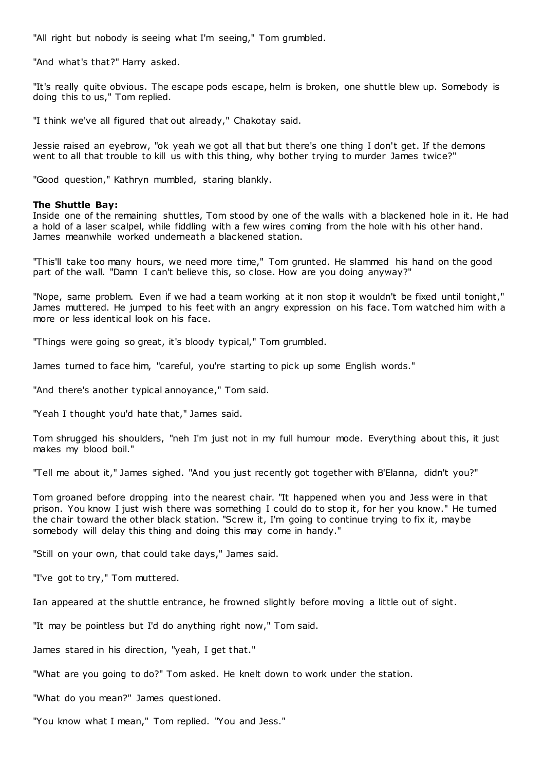"All right but nobody is seeing what I'm seeing," Tom grumbled.

"And what's that?" Harry asked.

"It's really quite obvious. The escape pods escape, helm is broken, one shuttle blew up. Somebody is doing this to us," Tom replied.

"I think we've all figured that out already," Chakotay said.

Jessie raised an eyebrow, "ok yeah we got all that but there's one thing I don't get. If the demons went to all that trouble to kill us with this thing, why bother trying to murder James twice?"

"Good question," Kathryn mumbled, staring blankly.

**The Shuttle Bay:**
Inside one of the remaining shuttles, Tom stood by one of the walls with a blackened hole in it. He had a hold of a laser scalpel, while fiddling with a few wires coming from the hole with his other hand. James meanwhile worked underneath a blackened station.

"This'll take too many hours, we need more time," Tom grunted. He slammed his hand on the good part of the wall. "Damn I can't believe this, so close. How are you doing anyway?"

"Nope, same problem. Even if we had a team working at it non stop it wouldn't be fixed until tonight," James muttered. He jumped to his feet with an angry expression on his face. Tom watched him with a more or less identical look on his face.

"Things were going so great, it's bloody typical," Tom grumbled.

James turned to face him, "careful, you're starting to pick up some English words."

"And there's another typical annoyance," Tom said.

"Yeah I thought you'd hate that," James said.

Tom shrugged his shoulders, "neh I'm just not in my full humour mode. Everything about this, it just makes my blood boil."

"Tell me about it," James sighed. "And you just recently got together with B'Elanna, didn't you?"

Tom groaned before dropping into the nearest chair. "It happened when you and Jess were in that prison. You know I just wish there was something I could do to stop it, for her you know." He turned the chair toward the other black station. "Screw it, I'm going to continue trying to fix it, maybe somebody will delay this thing and doing this may come in handy."

"Still on your own, that could take days," James said.

"I've got to try," Tom muttered.

Ian appeared at the shuttle entrance, he frowned slightly before moving a little out of sight.

"It may be pointless but I'd do anything right now," Tom said.

James stared in his direction, "yeah, I get that."

"What are you going to do?" Tom asked. He knelt down to work under the station.

"What do you mean?" James questioned.

"You know what I mean," Tom replied. "You and Jess."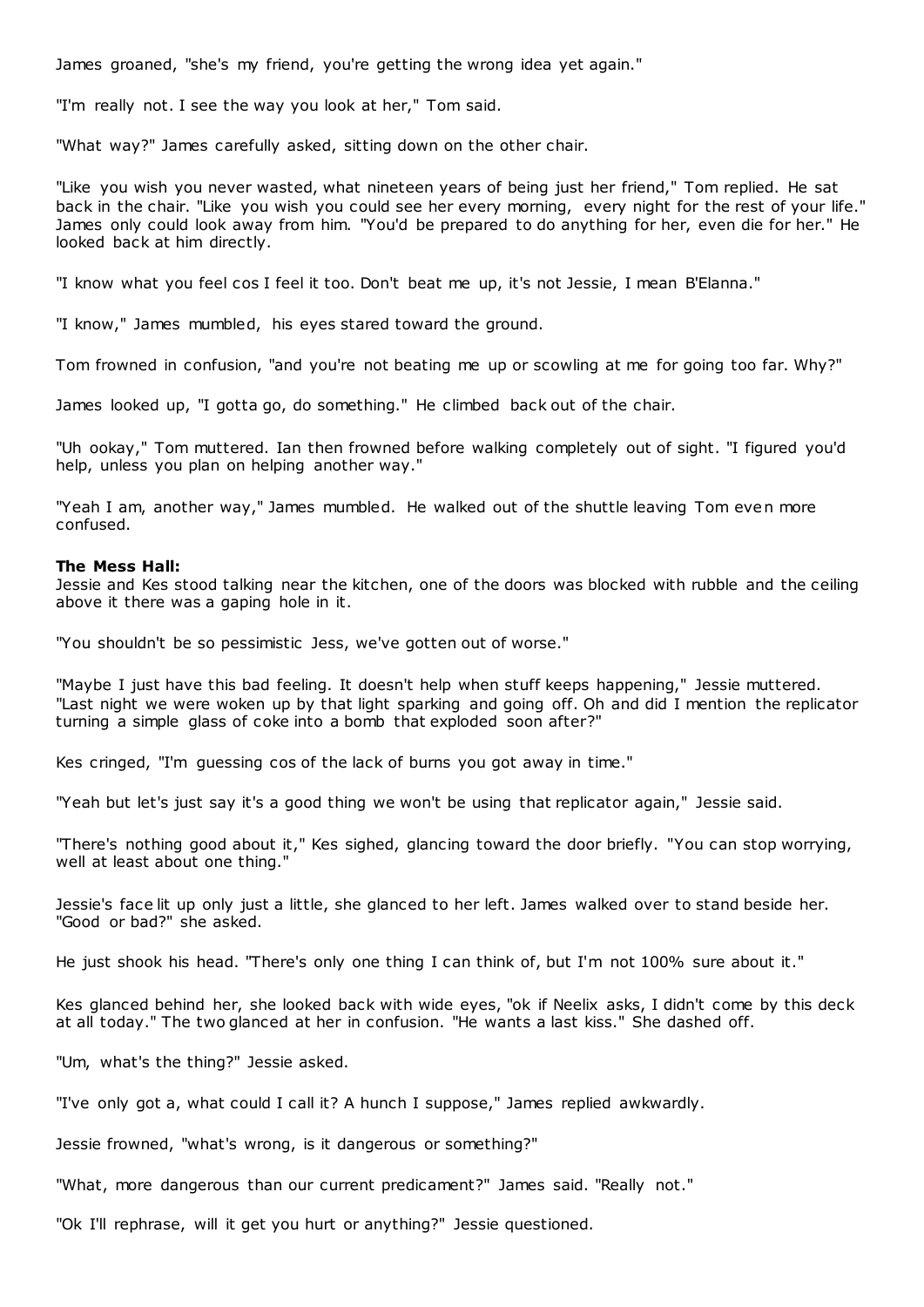James groaned, "she's my friend, you're getting the wrong idea yet again."

"I'm really not. I see the way you look at her," Tom said.

"What way?" James carefully asked, sitting down on the other chair.

"Like you wish you never wasted, what nineteen years of being just her friend," Tom replied. He sat back in the chair. "Like you wish you could see her every morning, every night for the rest of your life." James only could look away from him. "You'd be prepared to do anything for her, even die for her." He looked back at him directly.

"I know what you feel cos I feel it too. Don't beat me up, it's not Jessie, I mean B'Elanna."

"I know," James mumbled, his eyes stared toward the ground.

Tom frowned in confusion, "and you're not beating me up or scowling at me for going too far. Why?"

James looked up, "I gotta go, do something." He climbed back out of the chair.

"Uh ookay," Tom muttered. Ian then frowned before walking completely out of sight. "I figured you'd help, unless you plan on helping another way."

"Yeah I am, another way," James mumbled. He walked out of the shuttle leaving Tom even more confused.

**The Mess Hall:**
Jessie and Kes stood talking near the kitchen, one of the doors was blocked with rubble and the ceiling above it there was a gaping hole in it.

"You shouldn't be so pessimistic Jess, we've gotten out of worse."

"Maybe I just have this bad feeling. It doesn't help when stuff keeps happening," Jessie muttered. "Last night we were woken up by that light sparking and going off. Oh and did I mention the replicator turning a simple glass of coke into a bomb that exploded soon after?"

Kes cringed, "I'm guessing cos of the lack of burns you got away in time."

"Yeah but let's just say it's a good thing we won't be using that replicator again," Jessie said.

"There's nothing good about it," Kes sighed, glancing toward the door briefly. "You can stop worrying, well at least about one thing."

Jessie's face lit up only just a little, she glanced to her left. James walked over to stand beside her. "Good or bad?" she asked.

He just shook his head. "There's only one thing I can think of, but I'm not 100% sure about it."

Kes glanced behind her, she looked back with wide eyes, "ok if Neelix asks, I didn't come by this deck at all today." The two glanced at her in confusion. "He wants a last kiss." She dashed off.

"Um, what's the thing?" Jessie asked.

"I've only got a, what could I call it? A hunch I suppose," James replied awkwardly.

Jessie frowned, "what's wrong, is it dangerous or something?"

"What, more dangerous than our current predicament?" James said. "Really not."

"Ok I'll rephrase, will it get you hurt or anything?" Jessie questioned.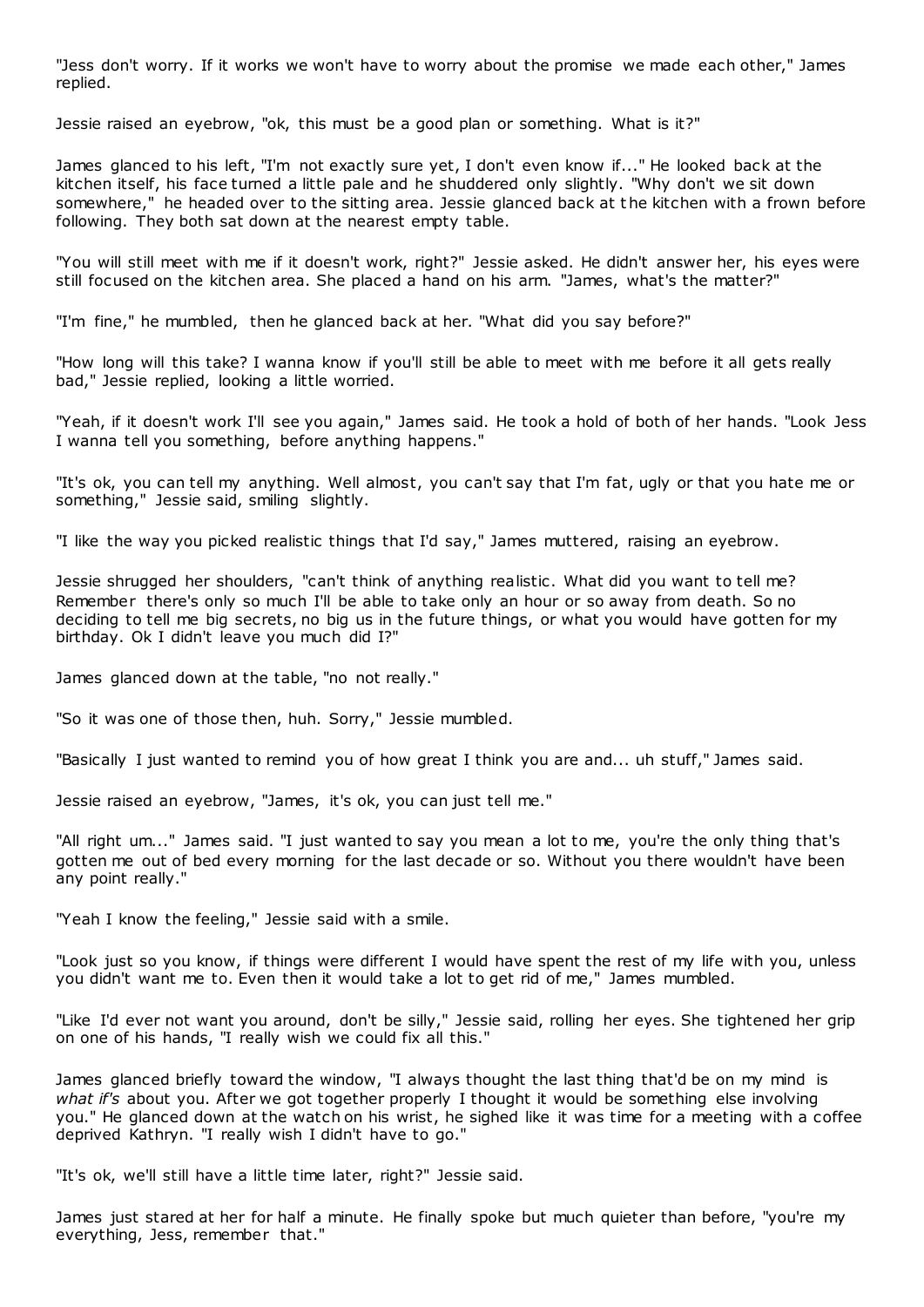"Jess don't worry. If it works we won't have to worry about the promise we made each other," James replied.

Jessie raised an eyebrow, "ok, this must be a good plan or something. What is it?"

James glanced to his left, "I'm not exactly sure yet, I don't even know if..." He looked back at the kitchen itself, his face turned a little pale and he shuddered only slightly. "Why don't we sit down somewhere," he headed over to the sitting area. Jessie glanced back at the kitchen with a frown before following. They both sat down at the nearest empty table.

"You will still meet with me if it doesn't work, right?" Jessie asked. He didn't answer her, his eyes were still focused on the kitchen area. She placed a hand on his arm. "James, what's the matter?"

"I'm fine," he mumbled, then he glanced back at her. "What did you say before?"

"How long will this take? I wanna know if you'll still be able to meet with me before it all gets really bad," Jessie replied, looking a little worried.

"Yeah, if it doesn't work I'll see you again," James said. He took a hold of both of her hands. "Look Jess I wanna tell you something, before anything happens."

"It's ok, you can tell my anything. Well almost, you can't say that I'm fat, ugly or that you hate me or something," Jessie said, smiling slightly.

"I like the way you picked realistic things that I'd say," James muttered, raising an eyebrow.

Jessie shrugged her shoulders, "can't think of anything realistic. What did you want to tell me? Remember there's only so much I'll be able to take only an hour or so away from death. So no deciding to tell me big secrets, no big us in the future things, or what you would have gotten for my birthday. Ok I didn't leave you much did I?"

James glanced down at the table, "no not really."

"So it was one of those then, huh. Sorry," Jessie mumbled.

"Basically I just wanted to remind you of how great I think you are and... uh stuff," James said.

Jessie raised an eyebrow, "James, it's ok, you can just tell me."

"All right um..." James said. "I just wanted to say you mean a lot to me, you're the only thing that's gotten me out of bed every morning for the last decade or so. Without you there wouldn't have been any point really."

"Yeah I know the feeling," Jessie said with a smile.

"Look just so you know, if things were different I would have spent the rest of my life with you, unless you didn't want me to. Even then it would take a lot to get rid of me," James mumbled.

"Like I'd ever not want you around, don't be silly," Jessie said, rolling her eyes. She tightened her grip on one of his hands, "I really wish we could fix all this."

James glanced briefly toward the window, "I always thought the last thing that'd be on my mind is *what if's* about you. After we got together properly I thought it would be something else involving you." He glanced down at the watch on his wrist, he sighed like it was time for a meeting with a coffee deprived Kathryn. "I really wish I didn't have to go."

"It's ok, we'll still have a little time later, right?" Jessie said.

James just stared at her for half a minute. He finally spoke but much quieter than before, "you're my everything, Jess, remember that."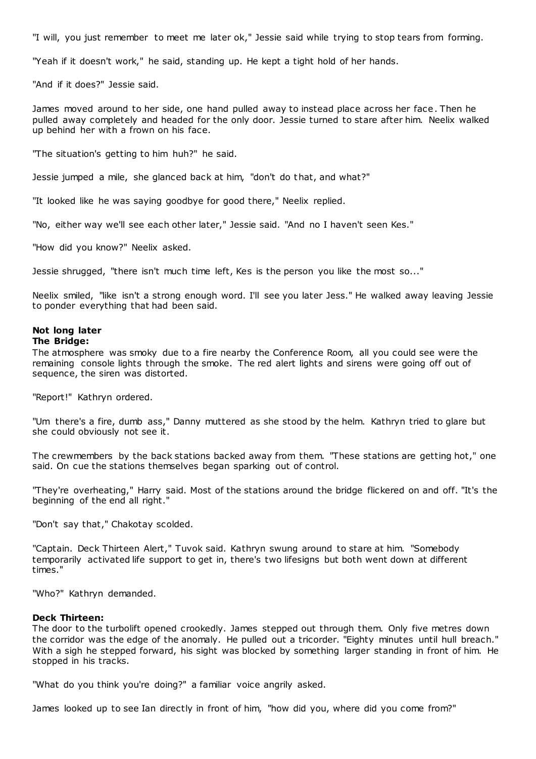"I will, you just remember to meet me later ok," Jessie said while trying to stop tears from forming.

"Yeah if it doesn't work," he said, standing up. He kept a tight hold of her hands.

"And if it does?" Jessie said.

James moved around to her side, one hand pulled away to instead place across her face. Then he pulled away completely and headed for the only door. Jessie turned to stare after him. Neelix walked up behind her with a frown on his face.

"The situation's getting to him huh?" he said.

Jessie jumped a mile, she glanced back at him, "don't do that, and what?"

"It looked like he was saying goodbye for good there," Neelix replied.

"No, either way we'll see each other later," Jessie said. "And no I haven't seen Kes."

"How did you know?" Neelix asked.

Jessie shrugged, "there isn't much time left, Kes is the person you like the most so..."

Neelix smiled, "like isn't a strong enough word. I'll see you later Jess." He walked away leaving Jessie to ponder everything that had been said.

**Not long later**
**The Bridge:**
The atmosphere was smoky due to a fire nearby the Conference Room, all you could see were the remaining console lights through the smoke. The red alert lights and sirens were going off out of sequence, the siren was distorted.

"Report!" Kathryn ordered.

"Um there's a fire, dumb ass," Danny muttered as she stood by the helm. Kathryn tried to glare but she could obviously not see it.

The crewmembers by the back stations backed away from them. "These stations are getting hot," one said. On cue the stations themselves began sparking out of control.

"They're overheating," Harry said. Most of the stations around the bridge flickered on and off. "It's the beginning of the end all right."

"Don't say that," Chakotay scolded.

"Captain. Deck Thirteen Alert," Tuvok said. Kathryn swung around to stare at him. "Somebody temporarily activated life support to get in, there's two lifesigns but both went down at different times."

"Who?" Kathryn demanded.

**Deck Thirteen:**
The door to the turbolift opened crookedly. James stepped out through them. Only five metres down the corridor was the edge of the anomaly. He pulled out a tricorder. "Eighty minutes until hull breach." With a sigh he stepped forward, his sight was blocked by something larger standing in front of him. He stopped in his tracks.

"What do you think you're doing?" a familiar voice angrily asked.

James looked up to see Ian directly in front of him, "how did you, where did you come from?"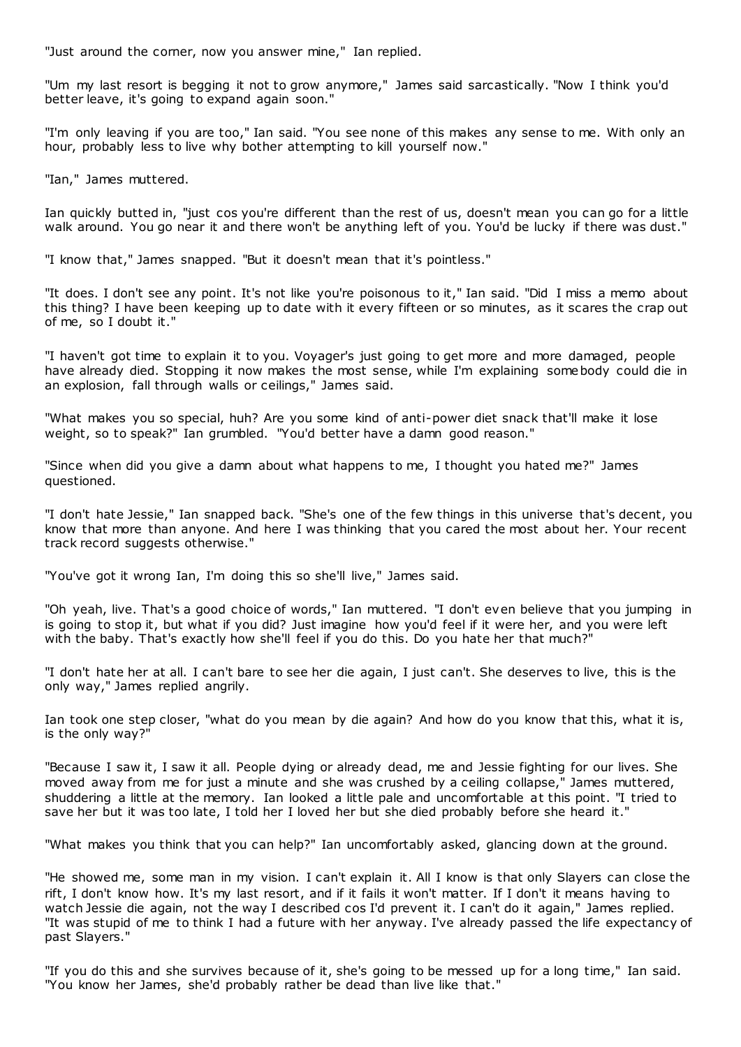"Just around the corner, now you answer mine," Ian replied.

"Um my last resort is begging it not to grow anymore," James said sarcastically. "Now I think you'd better leave, it's going to expand again soon."

"I'm only leaving if you are too," Ian said. "You see none of this makes any sense to me. With only an hour, probably less to live why bother attempting to kill yourself now."

"Ian," James muttered.

Ian quickly butted in, "just cos you're different than the rest of us, doesn't mean you can go for a little walk around. You go near it and there won't be anything left of you. You'd be lucky if there was dust."

"I know that," James snapped. "But it doesn't mean that it's pointless."

"It does. I don't see any point. It's not like you're poisonous to it," Ian said. "Did I miss a memo about this thing? I have been keeping up to date with it every fifteen or so minutes, as it scares the crap out of me, so I doubt it."

"I haven't got time to explain it to you. Voyager's just going to get more and more damaged, people have already died. Stopping it now makes the most sense, while I'm explaining somebody could die in an explosion, fall through walls or ceilings," James said.

"What makes you so special, huh? Are you some kind of anti-power diet snack that'll make it lose weight, so to speak?" Ian grumbled. "You'd better have a damn good reason."

"Since when did you give a damn about what happens to me, I thought you hated me?" James questioned.

"I don't hate Jessie," Ian snapped back. "She's one of the few things in this universe that's decent, you know that more than anyone. And here I was thinking that you cared the most about her. Your recent track record suggests otherwise."

"You've got it wrong Ian, I'm doing this so she'll live," James said.

"Oh yeah, live. That's a good choice of words," Ian muttered. "I don't even believe that you jumping in is going to stop it, but what if you did? Just imagine how you'd feel if it were her, and you were left with the baby. That's exactly how she'll feel if you do this. Do you hate her that much?"

"I don't hate her at all. I can't bare to see her die again, I just can't. She deserves to live, this is the only way," James replied angrily.

Ian took one step closer, "what do you mean by die again? And how do you know that this, what it is, is the only way?"

"Because I saw it, I saw it all. People dying or already dead, me and Jessie fighting for our lives. She moved away from me for just a minute and she was crushed by a ceiling collapse," James muttered, shuddering a little at the memory. Ian looked a little pale and uncomfortable at this point. "I tried to save her but it was too late, I told her I loved her but she died probably before she heard it."

"What makes you think that you can help?" Ian uncomfortably asked, glancing down at the ground.

"He showed me, some man in my vision. I can't explain it. All I know is that only Slayers can close the rift, I don't know how. It's my last resort, and if it fails it won't matter. If I don't it means having to watch Jessie die again, not the way I described cos I'd prevent it. I can't do it again," James replied. "It was stupid of me to think I had a future with her anyway. I've already passed the life expectancy of past Slayers."

"If you do this and she survives because of it, she's going to be messed up for a long time," Ian said. "You know her James, she'd probably rather be dead than live like that."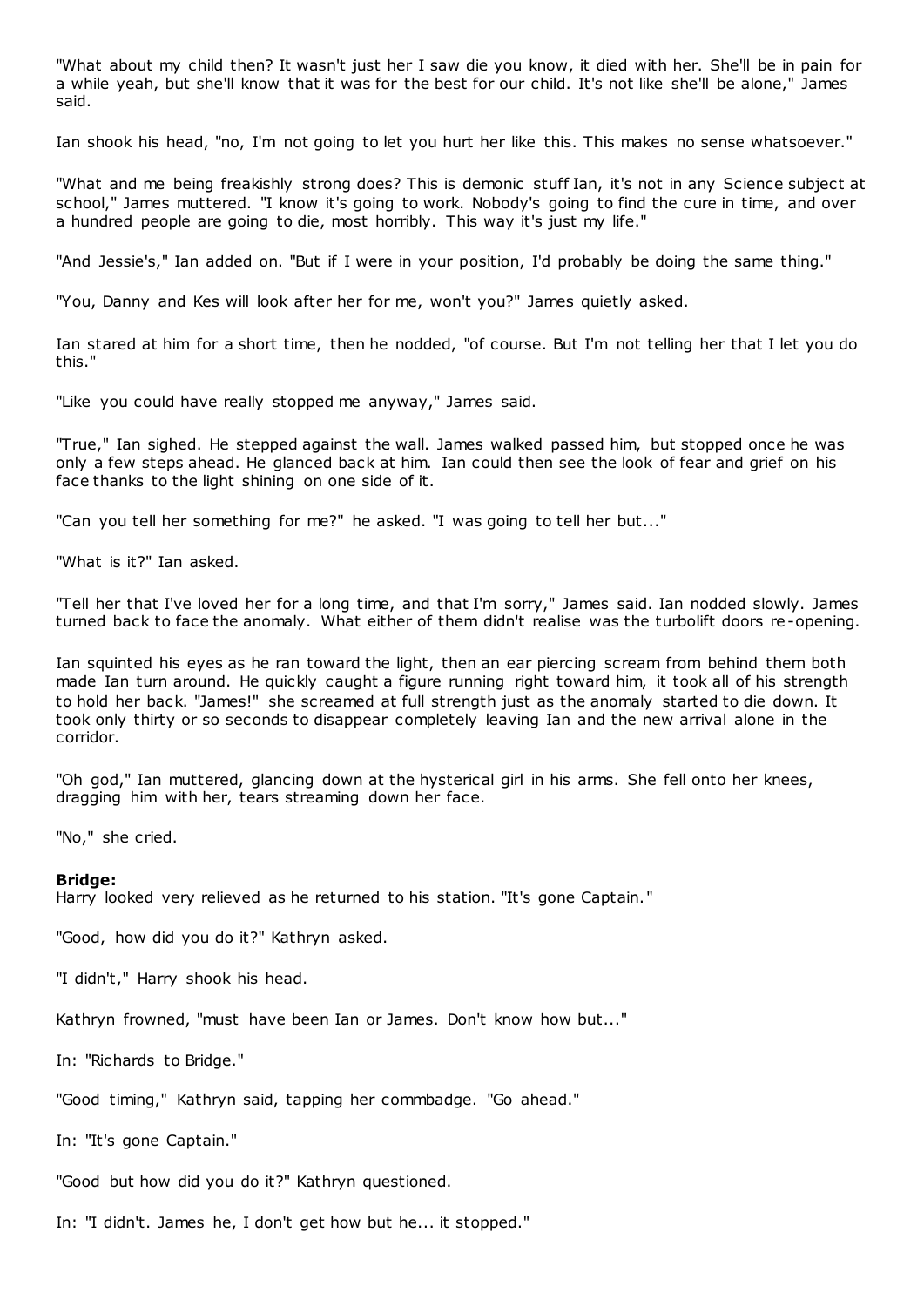"What about my child then? It wasn't just her I saw die you know, it died with her. She'll be in pain for a while yeah, but she'll know that it was for the best for our child. It's not like she'll be alone," James said.

Ian shook his head, "no, I'm not going to let you hurt her like this. This makes no sense whatsoever."

"What and me being freakishly strong does? This is demonic stuff Ian, it's not in any Science subject at school," James muttered. "I know it's going to work. Nobody's going to find the cure in time, and over a hundred people are going to die, most horribly. This way it's just my life."

"And Jessie's," Ian added on. "But if I were in your position, I'd probably be doing the same thing."

"You, Danny and Kes will look after her for me, won't you?" James quietly asked.

Ian stared at him for a short time, then he nodded, "of course. But I'm not telling her that I let you do this."

"Like you could have really stopped me anyway," James said.

"True," Ian sighed. He stepped against the wall. James walked passed him, but stopped once he was only a few steps ahead. He glanced back at him. Ian could then see the look of fear and grief on his face thanks to the light shining on one side of it.

"Can you tell her something for me?" he asked. "I was going to tell her but..."

"What is it?" Ian asked.

"Tell her that I've loved her for a long time, and that I'm sorry," James said. Ian nodded slowly. James turned back to face the anomaly. What either of them didn't realise was the turbolift doors re-opening.

Ian squinted his eyes as he ran toward the light, then an ear piercing scream from behind them both made Ian turn around. He quickly caught a figure running right toward him, it took all of his strength to hold her back. "James!" she screamed at full strength just as the anomaly started to die down. It took only thirty or so seconds to disappear completely leaving Ian and the new arrival alone in the corridor.

"Oh god," Ian muttered, glancing down at the hysterical girl in his arms. She fell onto her knees, dragging him with her, tears streaming down her face.

"No," she cried.

**Bridge:**

Harry looked very relieved as he returned to his station. "It's gone Captain."

"Good, how did you do it?" Kathryn asked.

"I didn't," Harry shook his head.

Kathryn frowned, "must have been Ian or James. Don't know how but..."

In: "Richards to Bridge."

"Good timing," Kathryn said, tapping her commbadge. "Go ahead."

In: "It's gone Captain."

"Good but how did you do it?" Kathryn questioned.

In: "I didn't. James he, I don't get how but he... it stopped."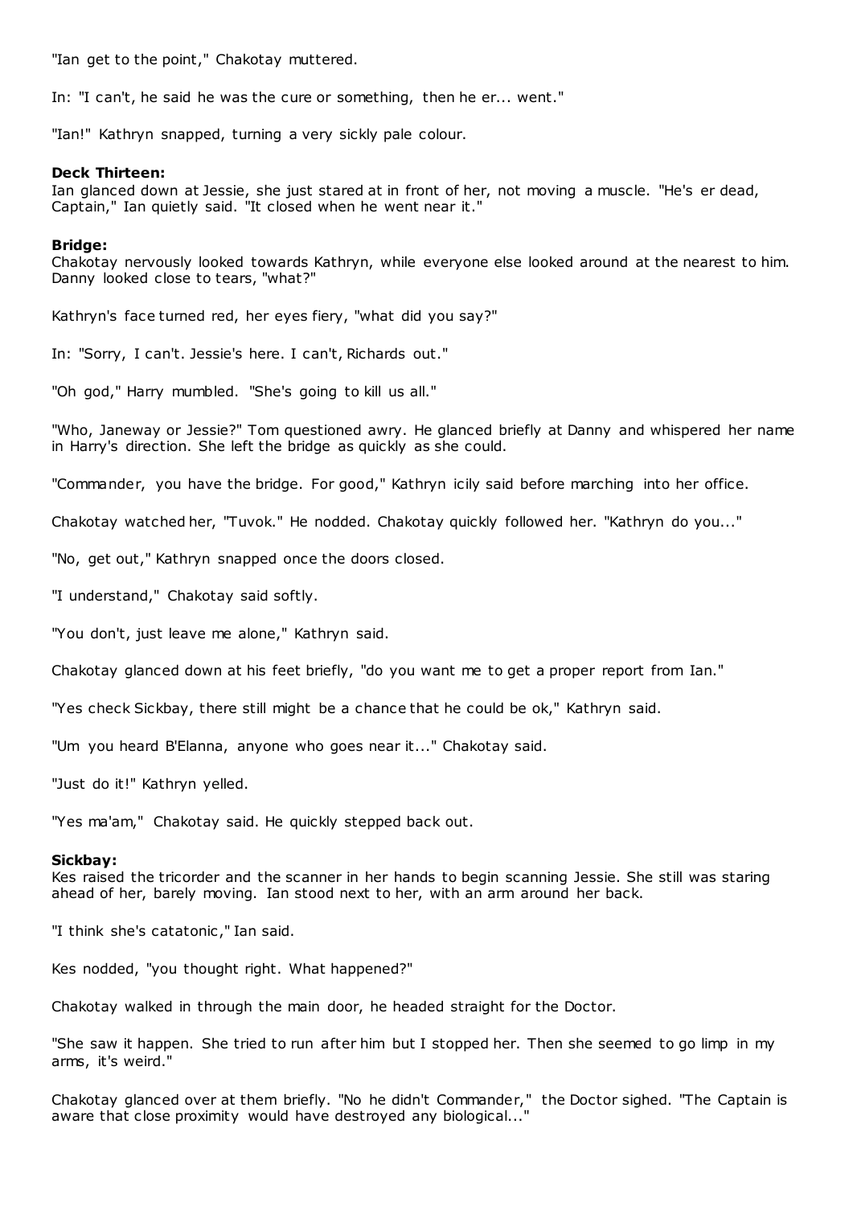"Ian get to the point," Chakotay muttered.

In: "I can't, he said he was the cure or something, then he er... went."

"Ian!" Kathryn snapped, turning a very sickly pale colour.

**Deck Thirteen:**
Ian glanced down at Jessie, she just stared at in front of her, not moving a muscle. "He's er dead, Captain," Ian quietly said. "It closed when he went near it."

**Bridge:**
Chakotay nervously looked towards Kathryn, while everyone else looked around at the nearest to him. Danny looked close to tears, "what?"

Kathryn's face turned red, her eyes fiery, "what did you say?"

In: "Sorry, I can't. Jessie's here. I can't, Richards out."

"Oh god," Harry mumbled. "She's going to kill us all."

"Who, Janeway or Jessie?" Tom questioned awry. He glanced briefly at Danny and whispered her name in Harry's direction. She left the bridge as quickly as she could.

"Commander, you have the bridge. For good," Kathryn icily said before marching into her office.

Chakotay watched her, "Tuvok." He nodded. Chakotay quickly followed her. "Kathryn do you..."

"No, get out," Kathryn snapped once the doors closed.

"I understand," Chakotay said softly.

"You don't, just leave me alone," Kathryn said.

Chakotay glanced down at his feet briefly, "do you want me to get a proper report from Ian."

"Yes check Sickbay, there still might be a chance that he could be ok," Kathryn said.

"Um you heard B'Elanna, anyone who goes near it..." Chakotay said.

"Just do it!" Kathryn yelled.

"Yes ma'am," Chakotay said. He quickly stepped back out.

**Sickbay:**
Kes raised the tricorder and the scanner in her hands to begin scanning Jessie. She still was staring ahead of her, barely moving. Ian stood next to her, with an arm around her back.

"I think she's catatonic," Ian said.

Kes nodded, "you thought right. What happened?"

Chakotay walked in through the main door, he headed straight for the Doctor.

"She saw it happen. She tried to run after him but I stopped her. Then she seemed to go limp in my arms, it's weird."

Chakotay glanced over at them briefly. "No he didn't Commander," the Doctor sighed. "The Captain is aware that close proximity would have destroyed any biological..."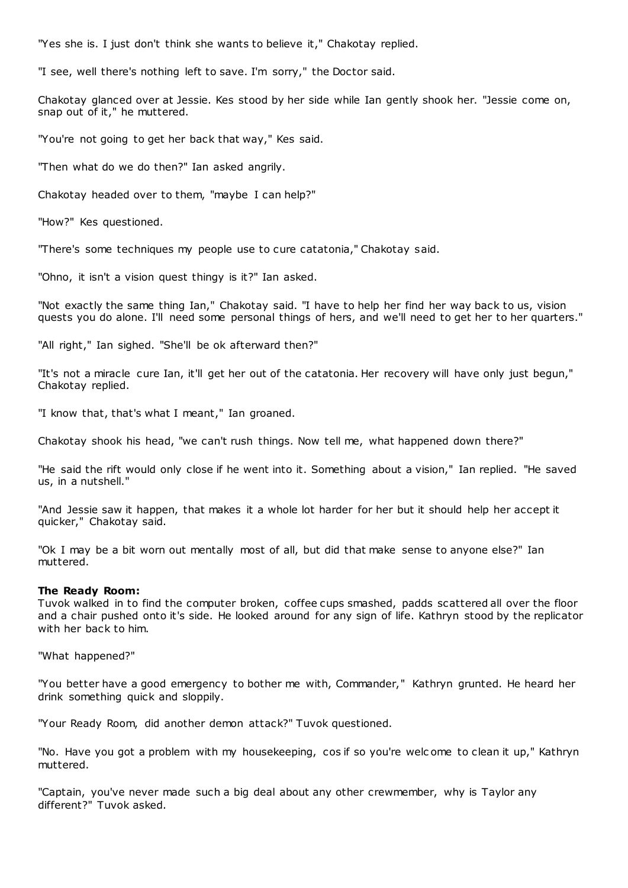"Yes she is. I just don't think she wants to believe it," Chakotay replied.

"I see, well there's nothing left to save. I'm sorry," the Doctor said.

Chakotay glanced over at Jessie. Kes stood by her side while Ian gently shook her. "Jessie come on, snap out of it," he muttered.

"You're not going to get her back that way," Kes said.

"Then what do we do then?" Ian asked angrily.

Chakotay headed over to them, "maybe I can help?"

"How?" Kes questioned.

"There's some techniques my people use to cure catatonia," Chakotay said.

"Ohno, it isn't a vision quest thingy is it?" Ian asked.

"Not exactly the same thing Ian," Chakotay said. "I have to help her find her way back to us, vision quests you do alone. I'll need some personal things of hers, and we'll need to get her to her quarters."

"All right," Ian sighed. "She'll be ok afterward then?"

"It's not a miracle cure Ian, it'll get her out of the catatonia. Her recovery will have only just begun," Chakotay replied.

"I know that, that's what I meant," Ian groaned.

Chakotay shook his head, "we can't rush things. Now tell me, what happened down there?"

"He said the rift would only close if he went into it. Something about a vision," Ian replied. "He saved us, in a nutshell."

"And Jessie saw it happen, that makes it a whole lot harder for her but it should help her accept it quicker," Chakotay said.

"Ok I may be a bit worn out mentally most of all, but did that make sense to anyone else?" Ian muttered.

**The Ready Room:**
Tuvok walked in to find the computer broken, coffee cups smashed, padds scattered all over the floor and a chair pushed onto it's side. He looked around for any sign of life. Kathryn stood by the replicator with her back to him.

"What happened?"

"You better have a good emergency to bother me with, Commander," Kathryn grunted. He heard her drink something quick and sloppily.

"Your Ready Room, did another demon attack?" Tuvok questioned.

"No. Have you got a problem with my housekeeping, cos if so you're welcome to clean it up," Kathryn muttered.

"Captain, you've never made such a big deal about any other crewmember, why is Taylor any different?" Tuvok asked.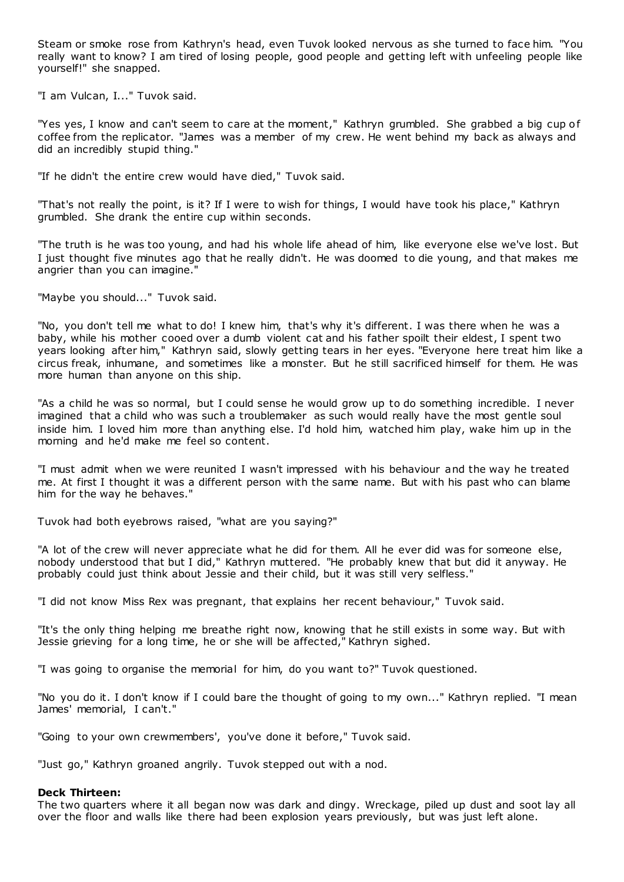Steam or smoke rose from Kathryn's head, even Tuvok looked nervous as she turned to face him. "You really want to know? I am tired of losing people, good people and getting left with unfeeling people like yourself!" she snapped.

"I am Vulcan, I..." Tuvok said.

"Yes yes, I know and can't seem to care at the moment," Kathryn grumbled. She grabbed a big cup of coffee from the replicator. "James was a member of my crew. He went behind my back as always and did an incredibly stupid thing."

"If he didn't the entire crew would have died," Tuvok said.

"That's not really the point, is it? If I were to wish for things, I would have took his place," Kathryn grumbled. She drank the entire cup within seconds.

"The truth is he was too young, and had his whole life ahead of him, like everyone else we've lost. But I just thought five minutes ago that he really didn't. He was doomed to die young, and that makes me angrier than you can imagine."

"Maybe you should..." Tuvok said.

"No, you don't tell me what to do! I knew him, that's why it's different. I was there when he was a baby, while his mother cooed over a dumb violent cat and his father spoilt their eldest, I spent two years looking after him," Kathryn said, slowly getting tears in her eyes. "Everyone here treat him like a circus freak, inhumane, and sometimes like a monster. But he still sacrificed himself for them. He was more human than anyone on this ship.

"As a child he was so normal, but I could sense he would grow up to do something incredible. I never imagined that a child who was such a troublemaker as such would really have the most gentle soul inside him. I loved him more than anything else. I'd hold him, watched him play, wake him up in the morning and he'd make me feel so content.

"I must admit when we were reunited I wasn't impressed with his behaviour and the way he treated me. At first I thought it was a different person with the same name. But with his past who can blame him for the way he behaves."

Tuvok had both eyebrows raised, "what are you saying?"

"A lot of the crew will never appreciate what he did for them. All he ever did was for someone else, nobody understood that but I did," Kathryn muttered. "He probably knew that but did it anyway. He probably could just think about Jessie and their child, but it was still very selfless."

"I did not know Miss Rex was pregnant, that explains her recent behaviour," Tuvok said.

"It's the only thing helping me breathe right now, knowing that he still exists in some way. But with Jessie grieving for a long time, he or she will be affected," Kathryn sighed.

"I was going to organise the memorial for him, do you want to?" Tuvok questioned.

"No you do it. I don't know if I could bare the thought of going to my own..." Kathryn replied. "I mean James' memorial, I can't."

"Going to your own crewmembers', you've done it before," Tuvok said.

"Just go," Kathryn groaned angrily. Tuvok stepped out with a nod.

**Deck Thirteen:**
The two quarters where it all began now was dark and dingy. Wreckage, piled up dust and soot lay all over the floor and walls like there had been explosion years previously, but was just left alone.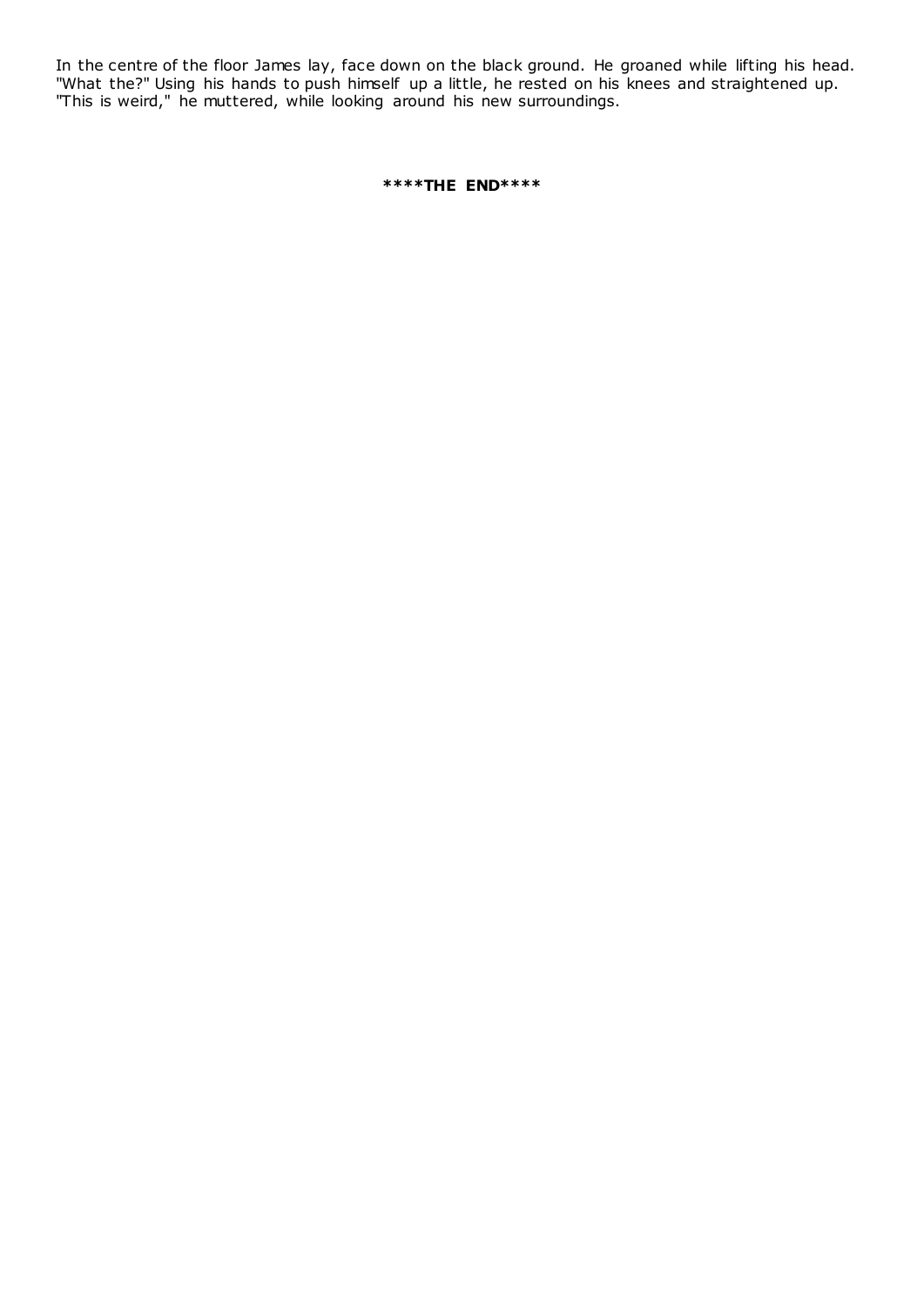In the centre of the floor James lay, face down on the black ground. He groaned while lifting his head. "What the?" Using his hands to push himself up a little, he rested on his knees and straightened up. "This is weird," he muttered, while looking around his new surroundings.

**\*\*\*\*THE END\*\*\*\***